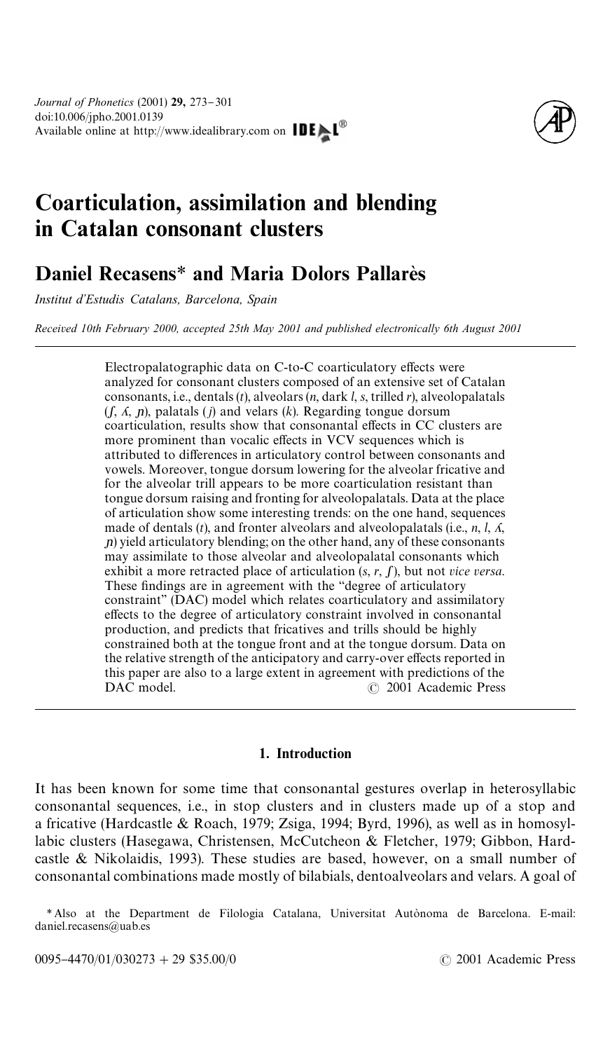# Coarticulation, assimilation and blending in Catalan consonant clusters

## Daniel Recasens* and Maria Dolors Pallarès

*Institut d'Estudis Catalans, Barcelona, Spain*

*Received 10th February 2000, accepted 25th May 2001 and published electronically 6th August 2001*

Electropalatographic data on C-to-C coarticulatory effects were analyzed for consonant clusters composed of an extensive set of Catalan consonants, i.e., dentals (*t*), alveolars (*n*, dark *l*, *s*, trilled *r*), alveolopalatals (*ʃ*, *ʎ*, *ɲ*), palatals (*j*) and velars (*k*). Regarding tongue dorsum coarticulation, results show that consonantal effects in CC clusters are more prominent than vocalic effects in VCV sequences which is attributed to differences in articulatory control between consonants and vowels. Moreover, tongue dorsum lowering for the alveolar fricative and for the alveolar trill appears to be more coarticulation resistant than tongue dorsum raising and fronting for alveolopalatals. Data at the place of articulation show some interesting trends: on the one hand, sequences made of dentals (*t*), and fronter alveolars and alveolopalatals (i.e., *n*, *l*, *ʎ*, *ɲ*) yield articulatory blending; on the other hand, any of these consonants may assimilate to those alveolar and alveolopalatal consonants which exhibit a more retracted place of articulation (*s*, *r*, *ʃ*), but not *vice versa*. These findings are in agreement with the "degree of articulatory constraint" (DAC) model which relates coarticulatory and assimilatory effects to the degree of articulatory constraint involved in consonantal production, and predicts that fricatives and trills should be highly constrained both at the tongue front and at the tongue dorsum. Data on the relative strength of the anticipatory and carry-over effects reported in this paper are also to a large extent in agreement with predictions of the DAC model. © 2001 Academic Press

## 1. Introduction

It has been known for some time that consonantal gestures overlap in heterosyllabic consonantal sequences, i.e., in stop clusters and in clusters made up of a stop and a fricative (Hardcastle & Roach, 1979; Zsiga, 1994; Byrd, 1996), as well as in homosyllabic clusters (Hasegawa, Christensen, McCutcheon & Fletcher, 1979; Gibbon, Hardcastle & Nikolaidis, 1993). These studies are based, however, on a small number of consonantal combinations made mostly of bilabials, dentoalveolars and velars. A goal of

*Also at the Department de Filologia Catalana, Universitat Autònoma de Barcelona. E-mail: daniel.recasens@uab.es

0095–4470/01/030273 + 29 $35.00/0 © 2001 Academic Press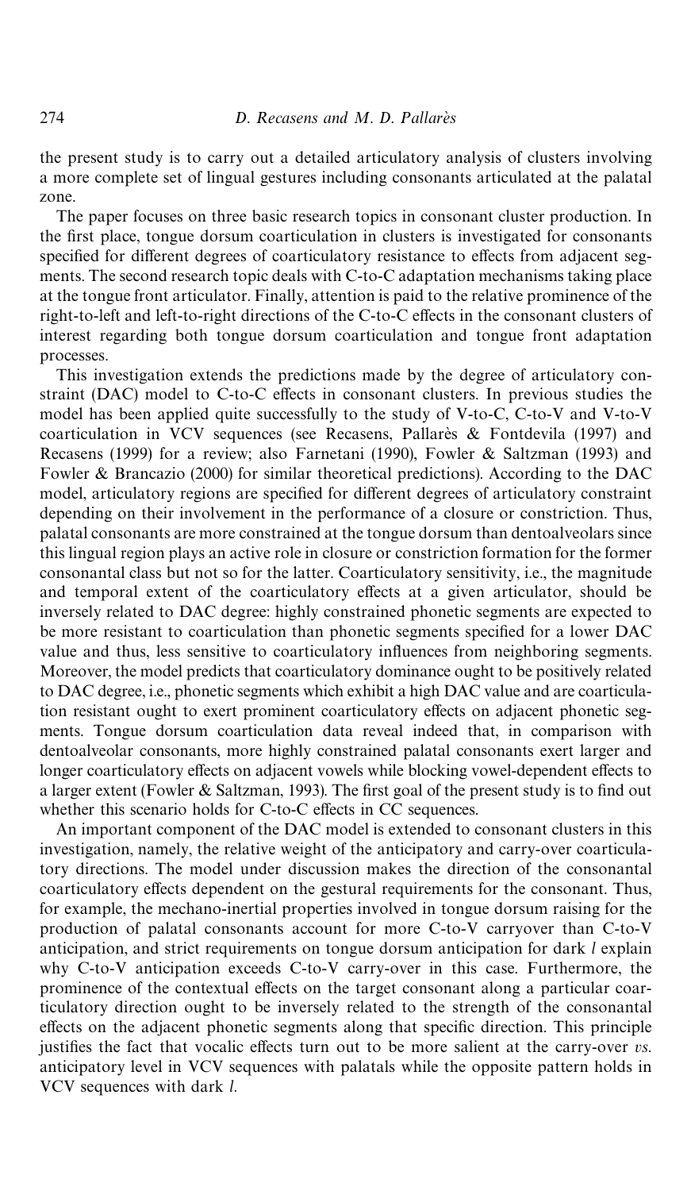the present study is to carry out a detailed articulatory analysis of clusters involving a more complete set of lingual gestures including consonants articulated at the palatal zone.

The paper focuses on three basic research topics in consonant cluster production. In the first place, tongue dorsum coarticulation in clusters is investigated for consonants specified for different degrees of coarticulatory resistance to effects from adjacent segments. The second research topic deals with C-to-C adaptation mechanisms taking place at the tongue front articulator. Finally, attention is paid to the relative prominence of the right-to-left and left-to-right directions of the C-to-C effects in the consonant clusters of interest regarding both tongue dorsum coarticulation and tongue front adaptation processes.

This investigation extends the predictions made by the degree of articulatory constraint (DAC) model to C-to-C effects in consonant clusters. In previous studies the model has been applied quite successfully to the study of V-to-C, C-to-V and V-to-V coarticulation in VCV sequences (see Recasens, Pallarès & Fontdevila (1997) and Recasens (1999) for a review; also Farnetani (1990), Fowler & Saltzman (1993) and Fowler & Brancazio (2000) for similar theoretical predictions). According to the DAC model, articulatory regions are specified for different degrees of articulatory constraint depending on their involvement in the performance of a closure or constriction. Thus, palatal consonants are more constrained at the tongue dorsum than dentoalveolars since this lingual region plays an active role in closure or constriction formation for the former consonantal class but not so for the latter. Coarticulatory sensitivity, i.e., the magnitude and temporal extent of the coarticulatory effects at a given articulator, should be inversely related to DAC degree: highly constrained phonetic segments are expected to be more resistant to coarticulation than phonetic segments specified for a lower DAC value and thus, less sensitive to coarticulatory influences from neighboring segments. Moreover, the model predicts that coarticulatory dominance ought to be positively related to DAC degree, i.e., phonetic segments which exhibit a high DAC value and are coarticulation resistant ought to exert prominent coarticulatory effects on adjacent phonetic segments. Tongue dorsum coarticulation data reveal indeed that, in comparison with dentoalveolar consonants, more highly constrained palatal consonants exert larger and longer coarticulatory effects on adjacent vowels while blocking vowel-dependent effects to a larger extent (Fowler & Saltzman, 1993). The first goal of the present study is to find out whether this scenario holds for C-to-C effects in CC sequences.

An important component of the DAC model is extended to consonant clusters in this investigation, namely, the relative weight of the anticipatory and carry-over coarticulatory directions. The model under discussion makes the direction of the consonantal coarticulatory effects dependent on the gestural requirements for the consonant. Thus, for example, the mechano-inertial properties involved in tongue dorsum raising for the production of palatal consonants account for more C-to-V carryover than C-to-V anticipation, and strict requirements on tongue dorsum anticipation for dark *l* explain why C-to-V anticipation exceeds C-to-V carry-over in this case. Furthermore, the prominence of the contextual effects on the target consonant along a particular coarticulatory direction ought to be inversely related to the strength of the consonantal effects on the adjacent phonetic segments along that specific direction. This principle justifies the fact that vocalic effects turn out to be more salient at the carry-over *vs.* anticipatory level in VCV sequences with palatals while the opposite pattern holds in VCV sequences with dark *l*.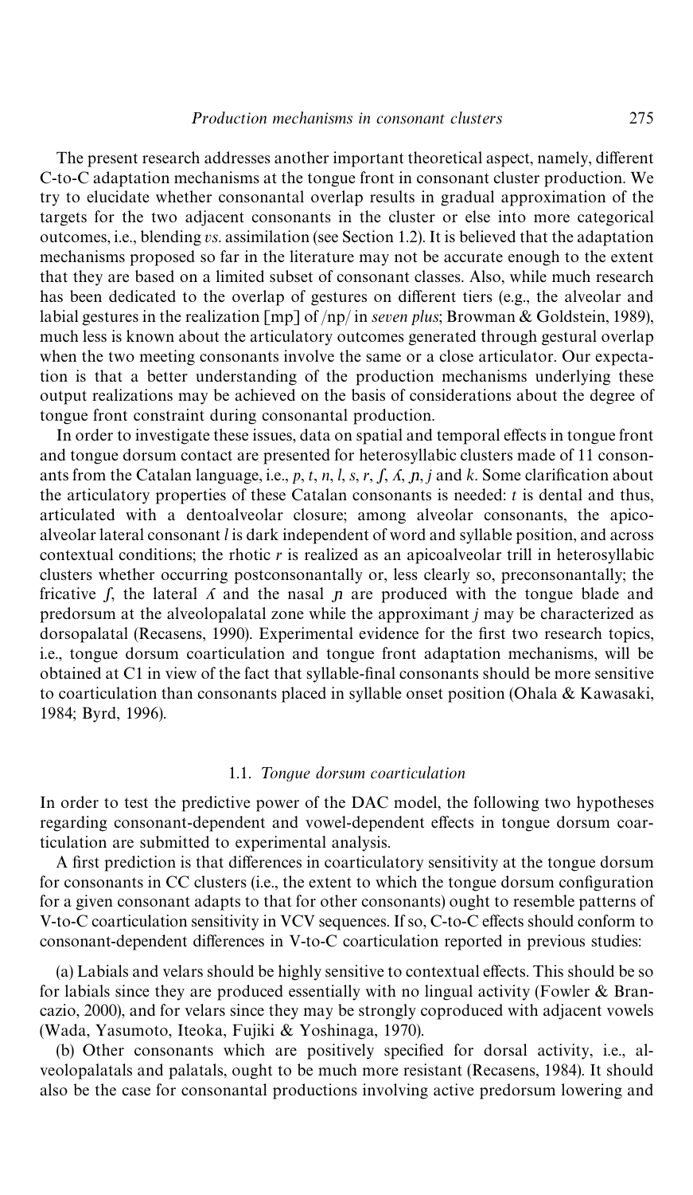The present research addresses another important theoretical aspect, namely, different C-to-C adaptation mechanisms at the tongue front in consonant cluster production. We try to elucidate whether consonantal overlap results in gradual approximation of the targets for the two adjacent consonants in the cluster or else into more categorical outcomes, i.e., blending *vs.* assimilation (see Section 1.2). It is believed that the adaptation mechanisms proposed so far in the literature may not be accurate enough to the extent that they are based on a limited subset of consonant classes. Also, while much research has been dedicated to the overlap of gestures on different tiers (e.g., the alveolar and labial gestures in the realization [mp] of /np/ in *seven plus*; Browman & Goldstein, 1989), much less is known about the articulatory outcomes generated through gestural overlap when the two meeting consonants involve the same or a close articulator. Our expectation is that a better understanding of the production mechanisms underlying these output realizations may be achieved on the basis of considerations about the degree of tongue front constraint during consonantal production.

In order to investigate these issues, data on spatial and temporal effects in tongue front and tongue dorsum contact are presented for heterosyllabic clusters made of 11 consonants from the Catalan language, i.e., *p*, *t*, *n*, *l*, *s*, *r*, *ʃ*, *ʎ*, *ɲ*, *j* and *k*. Some clarification about the articulatory properties of these Catalan consonants is needed: *t* is dental and thus, articulated with a dentoalveolar closure; among alveolar consonants, the apicoalveolar lateral consonant *l* is dark independent of word and syllable position, and across contextual conditions; the rhotic *r* is realized as an apicoalveolar trill in heterosyllabic clusters whether occurring postconsonantally or, less clearly so, preconsonantally; the fricative *ʃ*, the lateral *ʎ* and the nasal *ɲ* are produced with the tongue blade and predorsum at the alveolopalatal zone while the approximant *j* may be characterized as dorsopalatal (Recasens, 1990). Experimental evidence for the first two research topics, i.e., tongue dorsum coarticulation and tongue front adaptation mechanisms, will be obtained at C1 in view of the fact that syllable-final consonants should be more sensitive to coarticulation than consonants placed in syllable onset position (Ohala & Kawasaki, 1984; Byrd, 1996).

### 1.1. *Tongue dorsum coarticulation*

In order to test the predictive power of the DAC model, the following two hypotheses regarding consonant-dependent and vowel-dependent effects in tongue dorsum coarticulation are submitted to experimental analysis.

A first prediction is that differences in coarticulatory sensitivity at the tongue dorsum for consonants in CC clusters (i.e., the extent to which the tongue dorsum configuration for a given consonant adapts to that for other consonants) ought to resemble patterns of V-to-C coarticulation sensitivity in VCV sequences. If so, C-to-C effects should conform to consonant-dependent differences in V-to-C coarticulation reported in previous studies:

(a) Labials and velars should be highly sensitive to contextual effects. This should be so for labials since they are produced essentially with no lingual activity (Fowler & Brancazio, 2000), and for velars since they may be strongly coproduced with adjacent vowels (Wada, Yasumoto, Iteoka, Fujiki & Yoshinaga, 1970).

(b) Other consonants which are positively specified for dorsal activity, i.e., alveolopalatals and palatals, ought to be much more resistant (Recasens, 1984). It should also be the case for consonantal productions involving active predorsum lowering and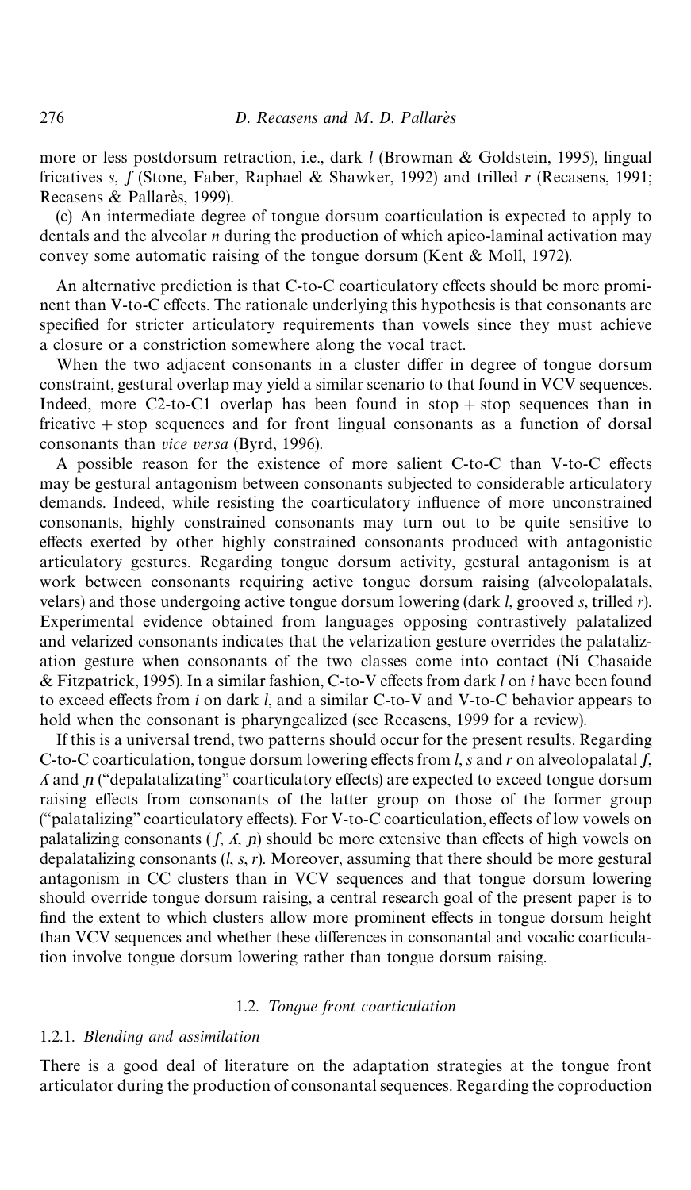more or less postdorsum retraction, i.e., dark *l* (Browman & Goldstein, 1995), lingual fricatives *s*, *ʃ* (Stone, Faber, Raphael & Shawker, 1992) and trilled *r* (Recasens, 1991; Recasens & Pallarès, 1999).

(c) An intermediate degree of tongue dorsum coarticulation is expected to apply to dentals and the alveolar *n* during the production of which apico-laminal activation may convey some automatic raising of the tongue dorsum (Kent & Moll, 1972).

An alternative prediction is that C-to-C coarticulatory effects should be more prominent than V-to-C effects. The rationale underlying this hypothesis is that consonants are specified for stricter articulatory requirements than vowels since they must achieve a closure or a constriction somewhere along the vocal tract.

When the two adjacent consonants in a cluster differ in degree of tongue dorsum constraint, gestural overlap may yield a similar scenario to that found in VCV sequences. Indeed, more C2-to-C1 overlap has been found in stop + stop sequences than in fricative + stop sequences and for front lingual consonants as a function of dorsal consonants than *vice versa* (Byrd, 1996).

A possible reason for the existence of more salient C-to-C than V-to-C effects may be gestural antagonism between consonants subjected to considerable articulatory demands. Indeed, while resisting the coarticulatory influence of more unconstrained consonants, highly constrained consonants may turn out to be quite sensitive to effects exerted by other highly constrained consonants produced with antagonistic articulatory gestures. Regarding tongue dorsum activity, gestural antagonism is at work between consonants requiring active tongue dorsum raising (alveolopalatals, velars) and those undergoing active tongue dorsum lowering (dark *l*, grooved *s*, trilled *r*). Experimental evidence obtained from languages opposing contrastively palatalized and velarized consonants indicates that the velarization gesture overrides the palatalization gesture when consonants of the two classes come into contact (Ní Chasaide & Fitzpatrick, 1995). In a similar fashion, C-to-V effects from dark *l* on *i* have been found to exceed effects from *i* on dark *l*, and a similar C-to-V and V-to-C behavior appears to hold when the consonant is pharyngealized (see Recasens, 1999 for a review).

If this is a universal trend, two patterns should occur for the present results. Regarding C-to-C coarticulation, tongue dorsum lowering effects from *l*, *s* and *r* on alveolopalatal *ʃ*, *ʎ* and *ɲ* ("depalatalizating" coarticulatory effects) are expected to exceed tongue dorsum raising effects from consonants of the latter group on those of the former group ("palatalizing" coarticulatory effects). For V-to-C coarticulation, effects of low vowels on palatalizing consonants (*ʃ*, *ʎ*, *ɲ*) should be more extensive than effects of high vowels on depalatalizing consonants (*l*, *s*, *r*). Moreover, assuming that there should be more gestural antagonism in CC clusters than in VCV sequences and that tongue dorsum lowering should override tongue dorsum raising, a central research goal of the present paper is to find the extent to which clusters allow more prominent effects in tongue dorsum height than VCV sequences and whether these differences in consonantal and vocalic coarticulation involve tongue dorsum lowering rather than tongue dorsum raising.

## 1.2. *Tongue front coarticulation*

### 1.2.1. *Blending and assimilation*

There is a good deal of literature on the adaptation strategies at the tongue front articulator during the production of consonantal sequences. Regarding the coproduction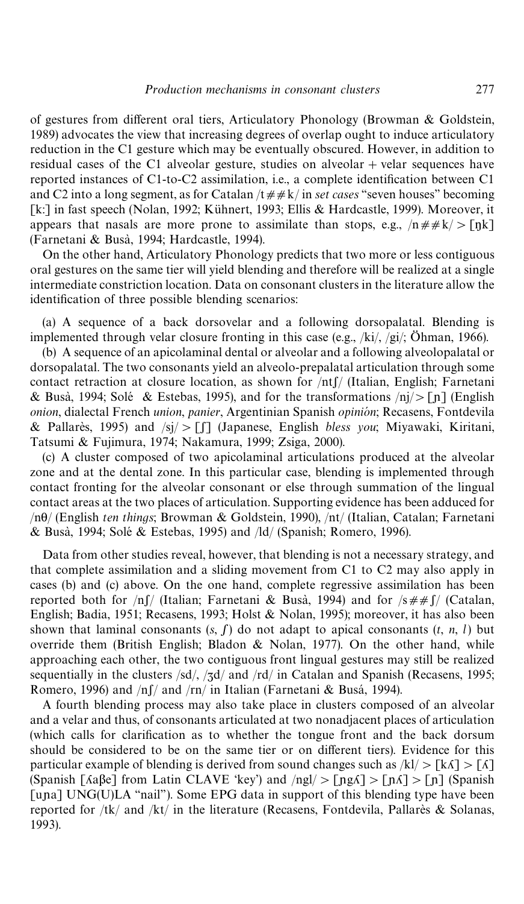of gestures from different oral tiers, Articulatory Phonology (Browman & Goldstein, 1989) advocates the view that increasing degrees of overlap ought to induce articulatory reduction in the C1 gesture which may be eventually obscured. However, in addition to residual cases of the C1 alveolar gesture, studies on alveolar + velar sequences have reported instances of C1-to-C2 assimilation, i.e., a complete identification between C1 and C2 into a long segment, as for Catalan /t##k/ in *set cases* "seven houses" becoming [k:] in fast speech (Nolan, 1992; Kühnert, 1993; Ellis & Hardcastle, 1999). Moreover, it appears that nasals are more prone to assimilate than stops, e.g., /n##k/ > [ŋk] (Farnetani & Busà, 1994; Hardcastle, 1994).

On the other hand, Articulatory Phonology predicts that two more or less contiguous oral gestures on the same tier will yield blending and therefore will be realized at a single intermediate constriction location. Data on consonant clusters in the literature allow the identification of three possible blending scenarios:

(a) A sequence of a back dorsovelar and a following dorsopalatal. Blending is implemented through velar closure fronting in this case (e.g., /ki/, /gi/; Öhman, 1966).

(b) A sequence of an apicolaminal dental or alveolar and a following alveolopalatal or dorsopalatal. The two consonants yield an alveolo-prepalatal articulation through some contact retraction at closure location, as shown for /ntʃ/ (Italian, English; Farnetani & Busà, 1994; Solé & Estebas, 1995), and for the transformations /nj/ > [ɲ] (English *onion*, dialectal French *union*, *panier*, Argentinian Spanish *opinión*; Recasens, Fontdevila & Pallarès, 1995) and /sj/ > [ʃ] (Japanese, English *bless you*; Miyawaki, Kiritani, Tatsumi & Fujimura, 1974; Nakamura, 1999; Zsiga, 2000).

(c) A cluster composed of two apicolaminal articulations produced at the alveolar zone and at the dental zone. In this particular case, blending is implemented through contact fronting for the alveolar consonant or else through summation of the lingual contact areas at the two places of articulation. Supporting evidence has been adduced for /nθ/ (English *ten things*; Browman & Goldstein, 1990), /nt/ (Italian, Catalan; Farnetani & Busà, 1994; Solé & Estebas, 1995) and /ld/ (Spanish; Romero, 1996).

Data from other studies reveal, however, that blending is not a necessary strategy, and that complete assimilation and a sliding movement from C1 to C2 may also apply in cases (b) and (c) above. On the one hand, complete regressive assimilation has been reported both for /nʃ/ (Italian; Farnetani & Busà, 1994) and for /s##ʃ/ (Catalan, English; Badia, 1951; Recasens, 1993; Holst & Nolan, 1995); moreover, it has also been shown that laminal consonants (*s*, *ʃ*) do not adapt to apical consonants (*t*, *n*, *l*) but override them (British English; Bladon & Nolan, 1977). On the other hand, while approaching each other, the two contiguous front lingual gestures may still be realized sequentially in the clusters /sd/, /ʒd/ and /rd/ in Catalan and Spanish (Recasens, 1995; Romero, 1996) and /nʃ/ and /rn/ in Italian (Farnetani & Busá, 1994).

A fourth blending process may also take place in clusters composed of an alveolar and a velar and thus, of consonants articulated at two nonadjacent places of articulation (which calls for clarification as to whether the tongue front and the back dorsum should be considered to be on the same tier or on different tiers). Evidence for this particular example of blending is derived from sound changes such as /kl/ > [kʎ] > [ʎ] (Spanish [ʎaβe] from Latin CLAVE 'key') and /ngl/ > [ɲgʎ] > [ɲʎ] > [ɲ] (Spanish [uɲa] UNG(U)LA "nail"). Some EPG data in support of this blending type have been reported for /tk/ and /kt/ in the literature (Recasens, Fontdevila, Pallarès & Solanas, 1993).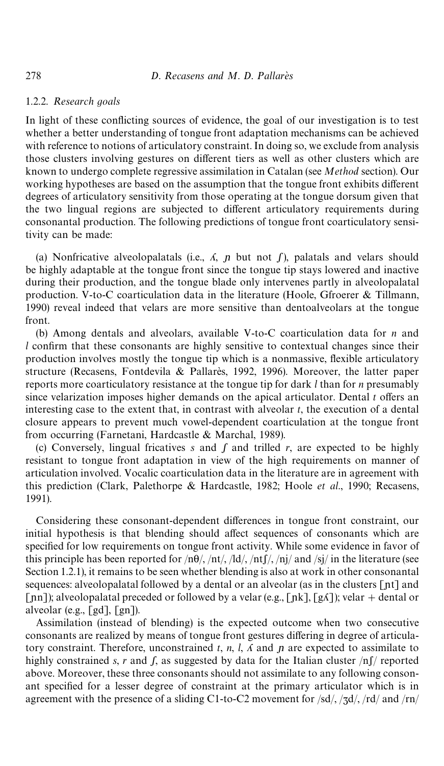#### 1.2.2. *Research goals*

In light of these conflicting sources of evidence, the goal of our investigation is to test whether a better understanding of tongue front adaptation mechanisms can be achieved with reference to notions of articulatory constraint. In doing so, we exclude from analysis those clusters involving gestures on different tiers as well as other clusters which are known to undergo complete regressive assimilation in Catalan (see *Method* section). Our working hypotheses are based on the assumption that the tongue front exhibits different degrees of articulatory sensitivity from those operating at the tongue dorsum given that the two lingual regions are subjected to different articulatory requirements during consonantal production. The following predictions of tongue front coarticulatory sensitivity can be made:

(a) Nonfricative alveolopalatals (i.e., *ʎ*, *ɲ* but not *ʃ*), palatals and velars should be highly adaptable at the tongue front since the tongue tip stays lowered and inactive during their production, and the tongue blade only intervenes partly in alveolopalatal production. V-to-C coarticulation data in the literature (Hoole, Gfroerer & Tillmann, 1990) reveal indeed that velars are more sensitive than dentoalveolars at the tongue front.

(b) Among dentals and alveolars, available V-to-C coarticulation data for *n* and *l* confirm that these consonants are highly sensitive to contextual changes since their production involves mostly the tongue tip which is a nonmassive, flexible articulatory structure (Recasens, Fontdevila & Pallarès, 1992, 1996). Moreover, the latter paper reports more coarticulatory resistance at the tongue tip for dark *l* than for *n* presumably since velarization imposes higher demands on the apical articulator. Dental *t* offers an interesting case to the extent that, in contrast with alveolar *t*, the execution of a dental closure appears to prevent much vowel-dependent coarticulation at the tongue front from occurring (Farnetani, Hardcastle & Marchal, 1989).

(c) Conversely, lingual fricatives *s* and *ʃ* and trilled *r*, are expected to be highly resistant to tongue front adaptation in view of the high requirements on manner of articulation involved. Vocalic coarticulation data in the literature are in agreement with this prediction (Clark, Palethorpe & Hardcastle, 1982; Hoole *et al*., 1990; Recasens, 1991).

Considering these consonant-dependent differences in tongue front constraint, our initial hypothesis is that blending should affect sequences of consonants which are specified for low requirements on tongue front activity. While some evidence in favor of this principle has been reported for /nθ/, /nt/, /ld/, /ntʃ/, /nj/ and /sj/ in the literature (see Section 1.2.1), it remains to be seen whether blending is also at work in other consonantal sequences: alveolopalatal followed by a dental or an alveolar (as in the clusters [ɲt] and [ɲn]); alveolopalatal preceded or followed by a velar (e.g., [ɲk], [gʎ]); velar + dental or alveolar (e.g., [gd], [gn]).

Assimilation (instead of blending) is the expected outcome when two consecutive consonants are realized by means of tongue front gestures differing in degree of articulatory constraint. Therefore, unconstrained *t*, *n*, *l*, *ʎ* and *ɲ* are expected to assimilate to highly constrained *s*, *r* and *ʃ*, as suggested by data for the Italian cluster /nʃ/ reported above. Moreover, these three consonants should not assimilate to any following consonant specified for a lesser degree of constraint at the primary articulator which is in agreement with the presence of a sliding C1-to-C2 movement for /sd/, /ʒd/, /rd/ and /rn/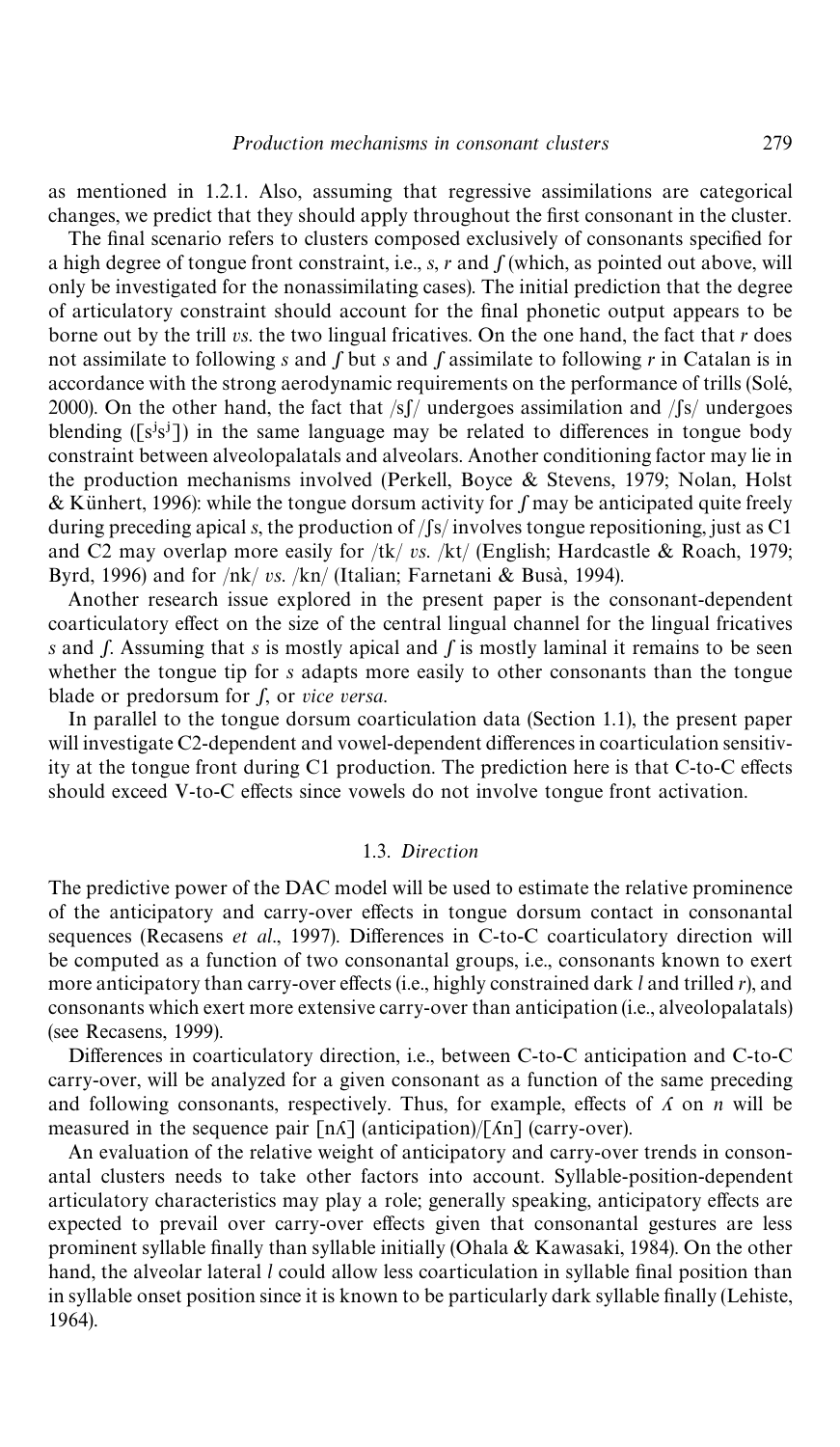as mentioned in 1.2.1. Also, assuming that regressive assimilations are categorical changes, we predict that they should apply throughout the first consonant in the cluster.

The final scenario refers to clusters composed exclusively of consonants specified for a high degree of tongue front constraint, i.e., *s*, *r* and *ʃ* (which, as pointed out above, will only be investigated for the nonassimilating cases). The initial prediction that the degree of articulatory constraint should account for the final phonetic output appears to be borne out by the trill *vs*. the two lingual fricatives. On the one hand, the fact that *r* does not assimilate to following *s* and *ʃ* but *s* and *ʃ* assimilate to following *r* in Catalan is in accordance with the strong aerodynamic requirements on the performance of trills (Solé, 2000). On the other hand, the fact that /sʃ/ undergoes assimilation and /ʃs/ undergoes blending ([$s^js^j$]) in the same language may be related to differences in tongue body constraint between alveolopalatals and alveolars. Another conditioning factor may lie in the production mechanisms involved (Perkell, Boyce & Stevens, 1979; Nolan, Holst & Künhert, 1996): while the tongue dorsum activity for *ʃ* may be anticipated quite freely during preceding apical *s*, the production of /ʃs/ involves tongue repositioning, just as C1 and C2 may overlap more easily for /tk/ *vs*. /kt/ (English; Hardcastle & Roach, 1979; Byrd, 1996) and for /nk/ *vs*. /kn/ (Italian; Farnetani & Busà, 1994).

Another research issue explored in the present paper is the consonant-dependent coarticulatory effect on the size of the central lingual channel for the lingual fricatives *s* and *ʃ*. Assuming that *s* is mostly apical and *ʃ* is mostly laminal it remains to be seen whether the tongue tip for *s* adapts more easily to other consonants than the tongue blade or predorsum for *ʃ*, or *vice versa*.

In parallel to the tongue dorsum coarticulation data (Section 1.1), the present paper will investigate C2-dependent and vowel-dependent differences in coarticulation sensitivity at the tongue front during C1 production. The prediction here is that C-to-C effects should exceed V-to-C effects since vowels do not involve tongue front activation.

### 1.3. *Direction*

The predictive power of the DAC model will be used to estimate the relative prominence of the anticipatory and carry-over effects in tongue dorsum contact in consonantal sequences (Recasens *et al*., 1997). Differences in C-to-C coarticulatory direction will be computed as a function of two consonantal groups, i.e., consonants known to exert more anticipatory than carry-over effects (i.e., highly constrained dark *l* and trilled *r*), and consonants which exert more extensive carry-over than anticipation (i.e., alveolopalatals) (see Recasens, 1999).

Differences in coarticulatory direction, i.e., between C-to-C anticipation and C-to-C carry-over, will be analyzed for a given consonant as a function of the same preceding and following consonants, respectively. Thus, for example, effects of *ʎ* on *n* will be measured in the sequence pair [nʎ] (anticipation)/[ʎn] (carry-over).

An evaluation of the relative weight of anticipatory and carry-over trends in consonantal clusters needs to take other factors into account. Syllable-position-dependent articulatory characteristics may play a role; generally speaking, anticipatory effects are expected to prevail over carry-over effects given that consonantal gestures are less prominent syllable finally than syllable initially (Ohala & Kawasaki, 1984). On the other hand, the alveolar lateral *l* could allow less coarticulation in syllable final position than in syllable onset position since it is known to be particularly dark syllable finally (Lehiste, 1964).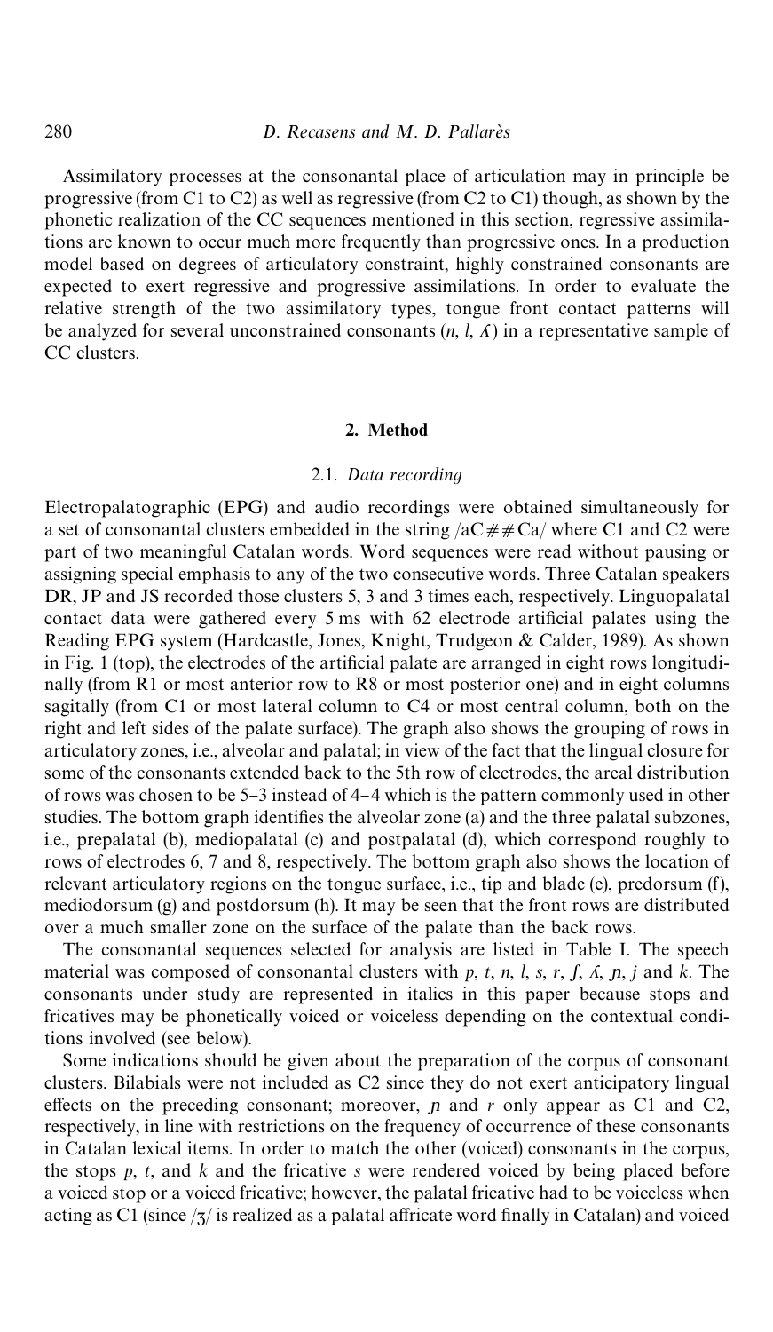Assimilatory processes at the consonantal place of articulation may in principle be progressive (from C1 to C2) as well as regressive (from C2 to C1) though, as shown by the phonetic realization of the CC sequences mentioned in this section, regressive assimilations are known to occur much more frequently than progressive ones. In a production model based on degrees of articulatory constraint, highly constrained consonants are expected to exert regressive and progressive assimilations. In order to evaluate the relative strength of the two assimilatory types, tongue front contact patterns will be analyzed for several unconstrained consonants (*n*, *l*, *ʎ*) in a representative sample of CC clusters.

## 2. Method

### 2.1. *Data recording*

Electropalatographic (EPG) and audio recordings were obtained simultaneously for a set of consonantal clusters embedded in the string /aC##Ca/ where C1 and C2 were part of two meaningful Catalan words. Word sequences were read without pausing or assigning special emphasis to any of the two consecutive words. Three Catalan speakers DR, JP and JS recorded those clusters 5, 3 and 3 times each, respectively. Linguopalatal contact data were gathered every 5 ms with 62 electrode artificial palates using the Reading EPG system (Hardcastle, Jones, Knight, Trudgeon & Calder, 1989). As shown in Fig. 1 (top), the electrodes of the artificial palate are arranged in eight rows longitudinally (from R1 or most anterior row to R8 or most posterior one) and in eight columns sagitally (from C1 or most lateral column to C4 or most central column, both on the right and left sides of the palate surface). The graph also shows the grouping of rows in articulatory zones, i.e., alveolar and palatal; in view of the fact that the lingual closure for some of the consonants extended back to the 5th row of electrodes, the areal distribution of rows was chosen to be 5–3 instead of 4–4 which is the pattern commonly used in other studies. The bottom graph identifies the alveolar zone (a) and the three palatal subzones, i.e., prepalatal (b), mediopalatal (c) and postpalatal (d), which correspond roughly to rows of electrodes 6, 7 and 8, respectively. The bottom graph also shows the location of relevant articulatory regions on the tongue surface, i.e., tip and blade (e), predorsum (f), mediodorsum (g) and postdorsum (h). It may be seen that the front rows are distributed over a much smaller zone on the surface of the palate than the back rows.

The consonantal sequences selected for analysis are listed in Table I. The speech material was composed of consonantal clusters with *p*, *t*, *n*, *l*, *s*, *r*, *ʃ*, *ʎ*, *ɲ*, *j* and *k*. The consonants under study are represented in italics in this paper because stops and fricatives may be phonetically voiced or voiceless depending on the contextual conditions involved (see below).

Some indications should be given about the preparation of the corpus of consonant clusters. Bilabials were not included as C2 since they do not exert anticipatory lingual effects on the preceding consonant; moreover, *ɲ* and *r* only appear as C1 and C2, respectively, in line with restrictions on the frequency of occurrence of these consonants in Catalan lexical items. In order to match the other (voiced) consonants in the corpus, the stops *p*, *t*, and *k* and the fricative *s* were rendered voiced by being placed before a voiced stop or a voiced fricative; however, the palatal fricative had to be voiceless when acting as C1 (since /ʒ/ is realized as a palatal affricate word finally in Catalan) and voiced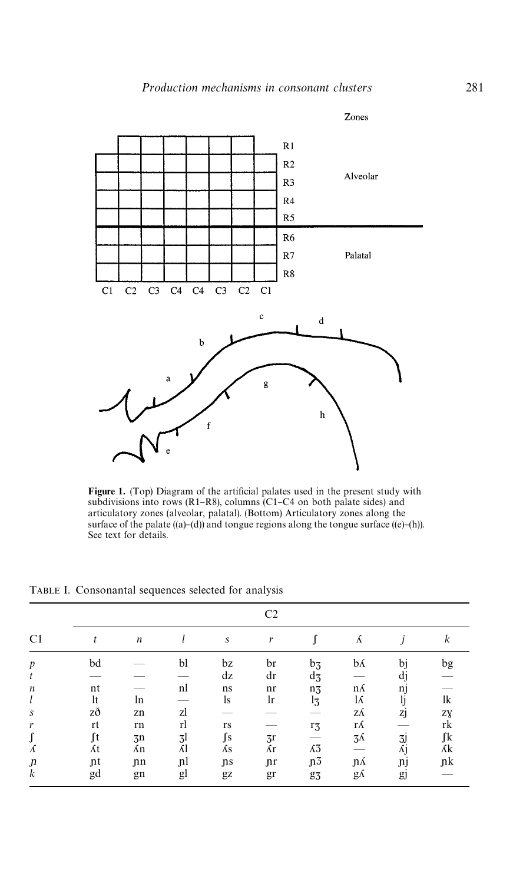**Figure 1.** (Top) Diagram of the artificial palates used in the present study with subdivisions into rows (R1–R8), columns (C1–C4 on both palate sides) and articulatory zones (alveolar, palatal). (Bottom) Articulatory zones along the surface of the palate ((a)–(d)) and tongue regions along the tongue surface ((e)–(h)). See text for details.

TABLE I. Consonantal sequences selected for analysis

| C1 | C2 | | | | | | | | |
|---|---|---|---|---|---|---|---|---|---|
| | *t* | *n* | *l* | *s* | *r* | *ʃ* | *ʎ* | *j* | *k* |
| *p* | bd | — | bl | bz | br | bʒ | bʎ | bj | bg |
| *t* | — | — | — | dz | dr | dʒ | — | dj | — |
| *n* | nt | — | nl | ns | nr | nʒ | nʎ | nj | — |
| *l* | lt | ln | — | ls | lr | lʒ | lʎ | lj | lk |
| *s* | zð | zn | zl | — | — | — | zʎ | zj | zɣ |
| *r* | rt | rn | rl | rs | — | rʒ | rʎ | — | rk |
| *ʃ* | ʃt | ʒn | ʒl | ʃs | ʒr | — | ʒʎ | ʒj | ʃk |
| *ʎ* | ʎt | ʎn | ʎl | ʎs | ʎr | ʎʒ | — | ʎj | ʎk |
| *ɲ* | ɲt | ɲn | ɲl | ɲs | ɲr | ɲʒ | ɲʎ | ɲj | ɲk |
| *k* | gd | gn | gl | gz | gr | gʒ | gʎ | gj | — |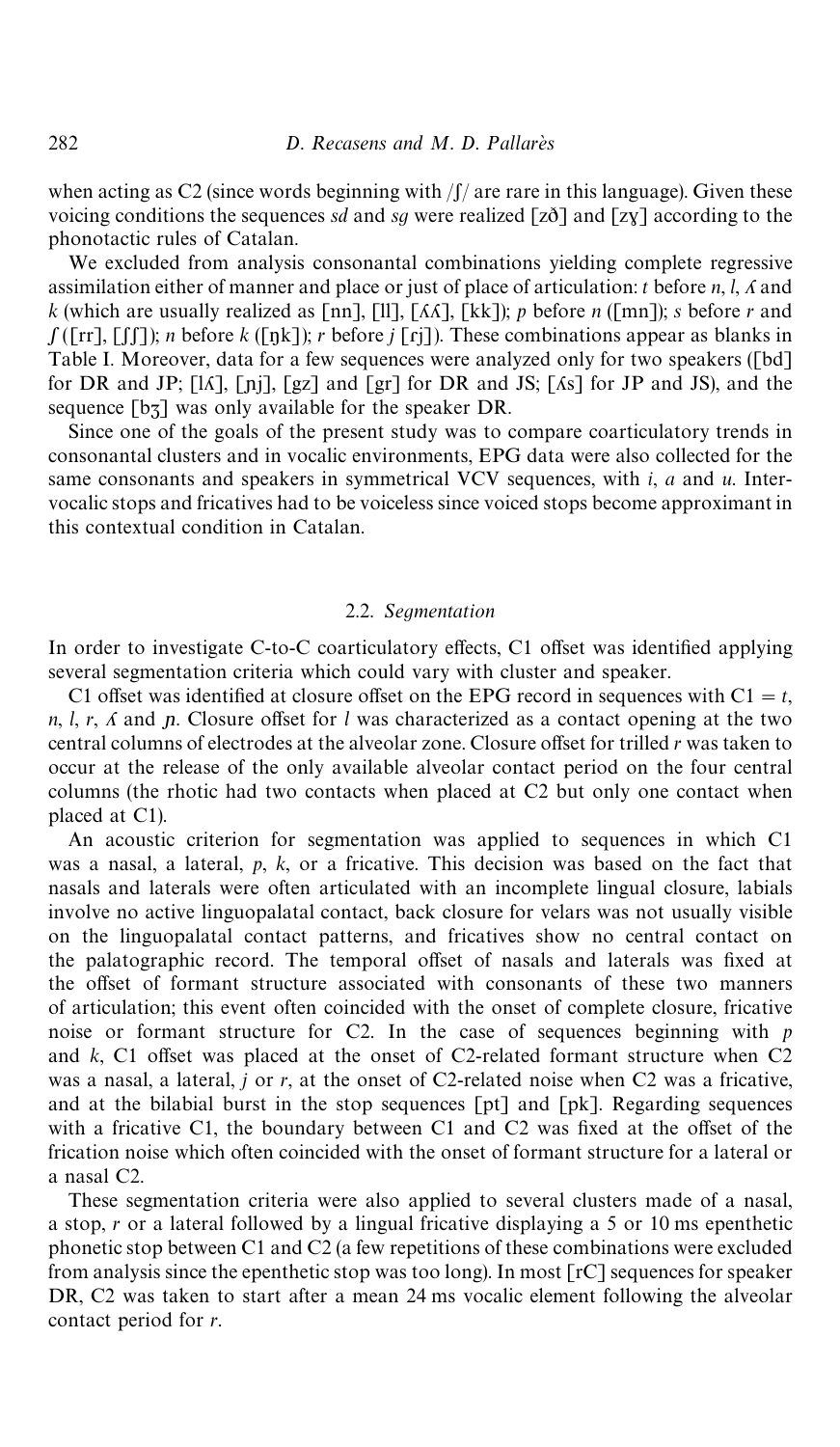when acting as C2 (since words beginning with /ʃ/ are rare in this language). Given these voicing conditions the sequences *sd* and *sg* were realized [zð] and [zɣ] according to the phonotactic rules of Catalan.

We excluded from analysis consonantal combinations yielding complete regressive assimilation either of manner and place or just of place of articulation: *t* before *n*, *l*, *ʎ* and *k* (which are usually realized as [nn], [ll], [ʎʎ], [kk]); *p* before *n* ([mn]); *s* before *r* and *ʃ* ([rr], [ʃʃ]); *n* before *k* ([ŋk]); *r* before *j* [ɾj]). These combinations appear as blanks in Table I. Moreover, data for a few sequences were analyzed only for two speakers ([bd] for DR and JP; [lʎ], [ɲj], [gz] and [gr] for DR and JS; [ʎs] for JP and JS), and the sequence [bʒ] was only available for the speaker DR.

Since one of the goals of the present study was to compare coarticulatory trends in consonantal clusters and in vocalic environments, EPG data were also collected for the same consonants and speakers in symmetrical VCV sequences, with *i*, *a* and *u*. Intervocalic stops and fricatives had to be voiceless since voiced stops become approximant in this contextual condition in Catalan.

### 2.2. *Segmentation*

In order to investigate C-to-C coarticulatory effects, C1 offset was identified applying several segmentation criteria which could vary with cluster and speaker.

C1 offset was identified at closure offset on the EPG record in sequences with C1 = *t*, *n*, *l*, *r*, *ʎ* and *ɲ*. Closure offset for *l* was characterized as a contact opening at the two central columns of electrodes at the alveolar zone. Closure offset for trilled *r* was taken to occur at the release of the only available alveolar contact period on the four central columns (the rhotic had two contacts when placed at C2 but only one contact when placed at C1).

An acoustic criterion for segmentation was applied to sequences in which C1 was a nasal, a lateral, *p*, *k*, or a fricative. This decision was based on the fact that nasals and laterals were often articulated with an incomplete lingual closure, labials involve no active linguopalatal contact, back closure for velars was not usually visible on the linguopalatal contact patterns, and fricatives show no central contact on the palatographic record. The temporal offset of nasals and laterals was fixed at the offset of formant structure associated with consonants of these two manners of articulation; this event often coincided with the onset of complete closure, fricative noise or formant structure for C2. In the case of sequences beginning with *p* and *k*, C1 offset was placed at the onset of C2-related formant structure when C2 was a nasal, a lateral, *j* or *r*, at the onset of C2-related noise when C2 was a fricative, and at the bilabial burst in the stop sequences [pt] and [pk]. Regarding sequences with a fricative C1, the boundary between C1 and C2 was fixed at the offset of the frication noise which often coincided with the onset of formant structure for a lateral or a nasal C2.

These segmentation criteria were also applied to several clusters made of a nasal, a stop, *r* or a lateral followed by a lingual fricative displaying a 5 or 10 ms epenthetic phonetic stop between C1 and C2 (a few repetitions of these combinations were excluded from analysis since the epenthetic stop was too long). In most [rC] sequences for speaker DR, C2 was taken to start after a mean 24 ms vocalic element following the alveolar contact period for *r*.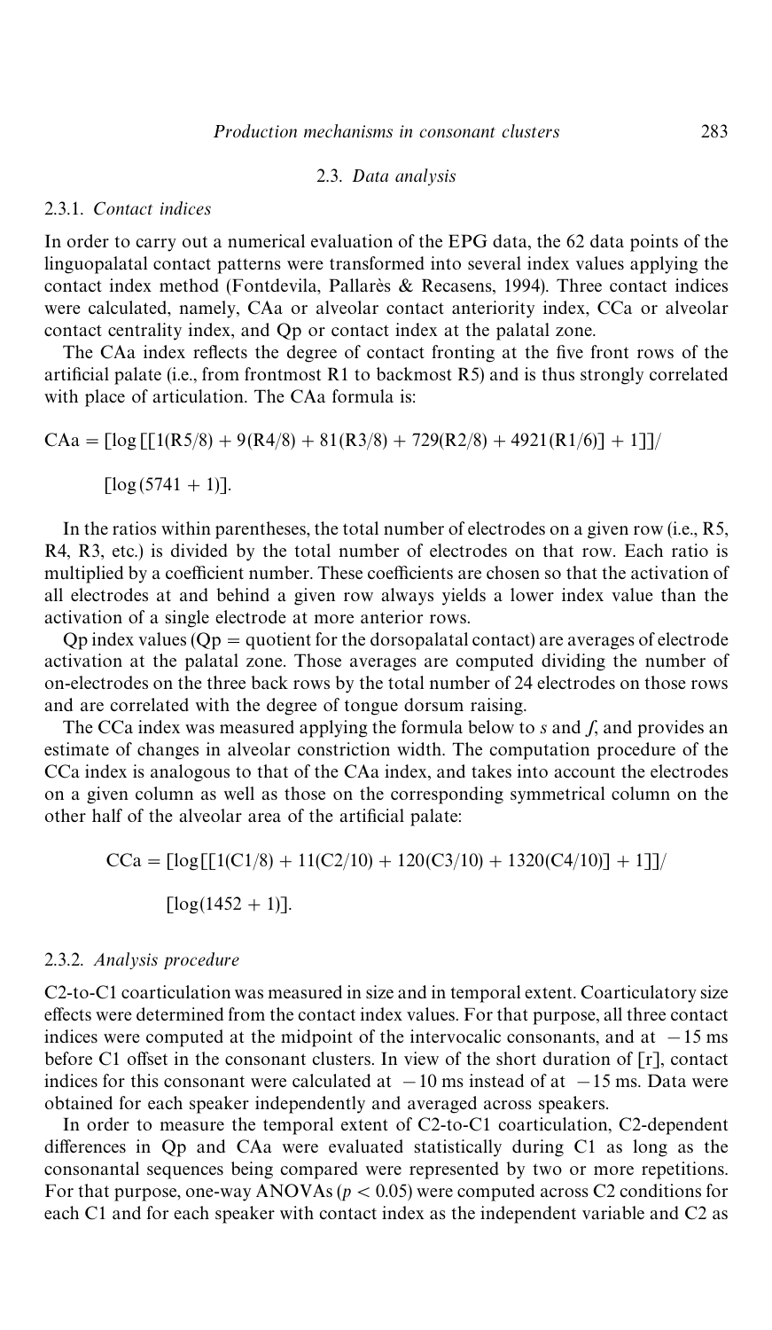### 2.3. *Data analysis*

#### 2.3.1. *Contact indices*

In order to carry out a numerical evaluation of the EPG data, the 62 data points of the linguopalatal contact patterns were transformed into several index values applying the contact index method (Fontdevila, Pallarès & Recasens, 1994). Three contact indices were calculated, namely, CAa or alveolar contact anteriority index, CCa or alveolar contact centrality index, and Qp or contact index at the palatal zone.

The CAa index reflects the degree of contact fronting at the five front rows of the artificial palate (i.e., from frontmost R1 to backmost R5) and is thus strongly correlated with place of articulation. The CAa formula is:

$$\mathrm{CAa} = [\log [[1(R5/8) + 9(R4/8) + 81(R3/8) + 729(R2/8) + 4921(R1/6)] + 1]] / [\log (5741 + 1)].$$

In the ratios within parentheses, the total number of electrodes on a given row (i.e., R5, R4, R3, etc.) is divided by the total number of electrodes on that row. Each ratio is multiplied by a coefficient number. These coefficients are chosen so that the activation of all electrodes at and behind a given row always yields a lower index value than the activation of a single electrode at more anterior rows.

Qp index values (Qp = quotient for the dorsopalatal contact) are averages of electrode activation at the palatal zone. Those averages are computed dividing the number of on-electrodes on the three back rows by the total number of 24 electrodes on those rows and are correlated with the degree of tongue dorsum raising.

The CCa index was measured applying the formula below to *s* and *ʃ*, and provides an estimate of changes in alveolar constriction width. The computation procedure of the CCa index is analogous to that of the CAa index, and takes into account the electrodes on a given column as well as those on the corresponding symmetrical column on the other half of the alveolar area of the artificial palate:

$$\mathrm{CCa} = [\log[[1(C1/8) + 11(C2/10) + 120(C3/10) + 1320(C4/10)] + 1]] / [\log(1452 + 1)].$$

#### 2.3.2. *Analysis procedure*

C2-to-C1 coarticulation was measured in size and in temporal extent. Coarticulatory size effects were determined from the contact index values. For that purpose, all three contact indices were computed at the midpoint of the intervocalic consonants, and at −15 ms before C1 offset in the consonant clusters. In view of the short duration of [r], contact indices for this consonant were calculated at −10 ms instead of at −15 ms. Data were obtained for each speaker independently and averaged across speakers.

In order to measure the temporal extent of C2-to-C1 coarticulation, C2-dependent differences in Qp and CAa were evaluated statistically during C1 as long as the consonantal sequences being compared were represented by two or more repetitions. For that purpose, one-way ANOVAs ($p < 0.05$) were computed across C2 conditions for each C1 and for each speaker with contact index as the independent variable and C2 as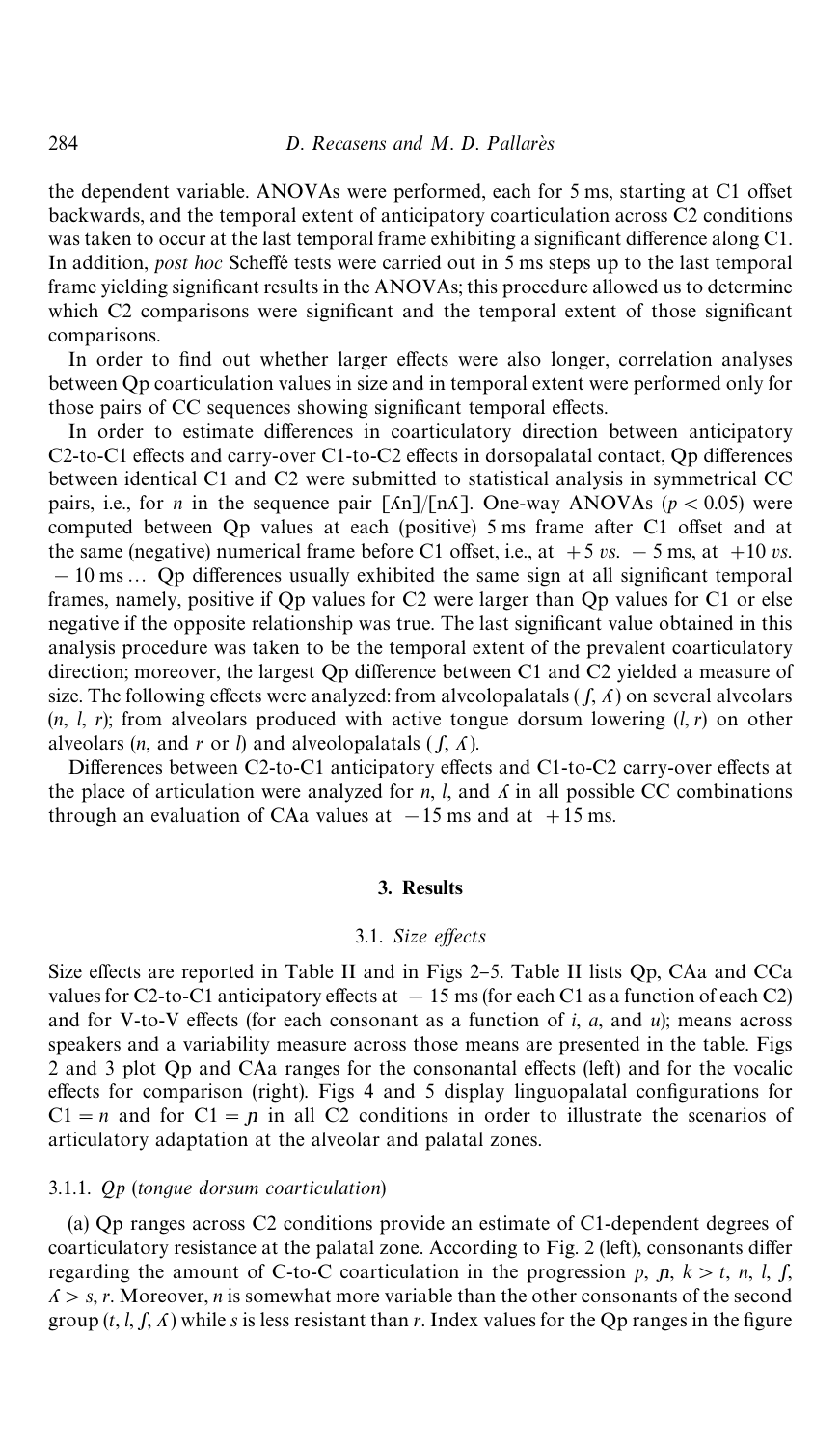the dependent variable. ANOVAs were performed, each for 5 ms, starting at C1 offset backwards, and the temporal extent of anticipatory coarticulation across C2 conditions was taken to occur at the last temporal frame exhibiting a significant difference along C1. In addition, *post hoc* Scheffé tests were carried out in 5 ms steps up to the last temporal frame yielding significant results in the ANOVAs; this procedure allowed us to determine which C2 comparisons were significant and the temporal extent of those significant comparisons.

In order to find out whether larger effects were also longer, correlation analyses between Qp coarticulation values in size and in temporal extent were performed only for those pairs of CC sequences showing significant temporal effects.

In order to estimate differences in coarticulatory direction between anticipatory C2-to-C1 effects and carry-over C1-to-C2 effects in dorsopalatal contact, Qp differences between identical C1 and C2 were submitted to statistical analysis in symmetrical CC pairs, i.e., for *n* in the sequence pair [ʎn]/[nʎ]. One-way ANOVAs ($p < 0.05$) were computed between Qp values at each (positive) 5 ms frame after C1 offset and at the same (negative) numerical frame before C1 offset, i.e., at $+5$ *vs.* $-5$ ms, at $+10$ *vs.* $-10$ ms … Qp differences usually exhibited the same sign at all significant temporal frames, namely, positive if Qp values for C2 were larger than Qp values for C1 or else negative if the opposite relationship was true. The last significant value obtained in this analysis procedure was taken to be the temporal extent of the prevalent coarticulatory direction; moreover, the largest Qp difference between C1 and C2 yielded a measure of size. The following effects were analyzed: from alveolopalatals (*ʃ*, *ʎ*) on several alveolars (*n*, *l*, *r*); from alveolars produced with active tongue dorsum lowering (*l*, *r*) on other alveolars (*n*, and *r* or *l*) and alveolopalatals (*ʃ*, *ʎ*).

Differences between C2-to-C1 anticipatory effects and C1-to-C2 carry-over effects at the place of articulation were analyzed for *n*, *l*, and *ʎ* in all possible CC combinations through an evaluation of CAa values at $-15$ ms and at $+15$ ms.

## 3. Results

### 3.1. *Size effects*

Size effects are reported in Table II and in Figs 2–5. Table II lists Qp, CAa and CCa values for C2-to-C1 anticipatory effects at $-15$ ms (for each C1 as a function of each C2) and for V-to-V effects (for each consonant as a function of *i*, *a*, and *u*); means across speakers and a variability measure across those means are presented in the table. Figs 2 and 3 plot Qp and CAa ranges for the consonantal effects (left) and for the vocalic effects for comparison (right). Figs 4 and 5 display linguopalatal configurations for C1 = *n* and for C1 = *ɲ* in all C2 conditions in order to illustrate the scenarios of articulatory adaptation at the alveolar and palatal zones.

#### 3.1.1. *Qp* (*tongue dorsum coarticulation*)

(a) Qp ranges across C2 conditions provide an estimate of C1-dependent degrees of coarticulatory resistance at the palatal zone. According to Fig. 2 (left), consonants differ regarding the amount of C-to-C coarticulation in the progression *p*, *ɲ*, *k* > *t*, *n*, *l*, *ʃ*, *ʎ* > *s*, *r*. Moreover, *n* is somewhat more variable than the other consonants of the second group (*t*, *l*, *ʃ*, *ʎ*) while *s* is less resistant than *r*. Index values for the Qp ranges in the figure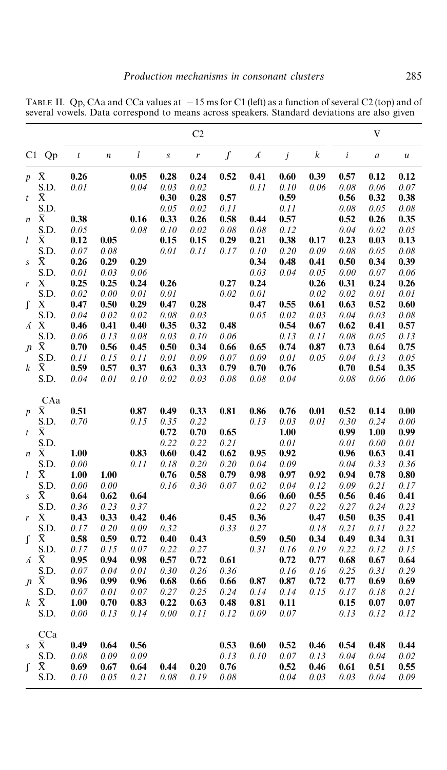TABLE II. Qp, CAa and CCa values at −15 ms for C1 (left) as a function of several C2 (top) and of several vowels. Data correspond to means across speakers. Standard deviations are also given

| C1 | | C2 | | | | | | | | | V | | |
|---|---|---|---|---|---|---|---|---|---|---|---|---|---|
| | Qp | *t* | *n* | *l* | *s* | *r* | *ʃ* | *ʎ* | *j* | *k* | *i* | *a* | *u* |
| *p* | X̄ | **0.26** | | **0.05** | **0.28** | **0.24** | **0.52** | **0.41** | **0.60** | **0.39** | **0.57** | **0.12** | **0.12** |
| | S.D. | *0.01* | | *0.04* | *0.03* | *0.02* | | *0.11* | *0.10* | *0.06* | *0.08* | *0.06* | *0.07* |
| *t* | X̄ | | | | **0.30** | **0.28** | **0.57** | | **0.59** | | **0.56** | **0.32** | **0.38** |
| | S.D. | | | | *0.05* | *0.02* | *0.11* | | *0.11* | | *0.08* | *0.05* | *0.08* |
| *n* | X̄ | **0.38** | | **0.16** | **0.33** | **0.26** | **0.58** | **0.44** | **0.57** | | **0.52** | **0.26** | **0.35** |
| | S.D. | *0.05* | | *0.08* | *0.10* | *0.02* | *0.08* | *0.08* | *0.12* | | *0.04* | *0.02* | *0.05* |
| *l* | X̄ | **0.12** | **0.05** | | **0.15** | **0.15** | **0.29** | **0.21** | **0.38** | **0.17** | **0.23** | **0.03** | **0.13** |
| | S.D. | *0.07* | *0.08* | | *0.01* | *0.11* | *0.17* | *0.10* | *0.20* | *0.09* | *0.08* | *0.05* | *0.08* |
| *s* | X̄ | **0.26** | **0.29** | **0.29** | | | | **0.34** | **0.48** | **0.41** | **0.50** | **0.34** | **0.39** |
| | S.D. | *0.01* | *0.03* | *0.06* | | | | *0.03* | *0.04* | *0.05* | *0.00* | *0.07* | *0.06* |
| *r* | X̄ | **0.25** | **0.25** | **0.24** | **0.26** | | **0.27** | **0.24** | | **0.26** | **0.31** | **0.24** | **0.26** |
| | S.D. | *0.02* | *0.00* | *0.01* | *0.01* | | *0.02* | *0.01* | | *0.02* | *0.02* | *0.01* | *0.01* |
| *ʃ* | X̄ | **0.47** | **0.50** | **0.29** | **0.47** | **0.28** | | **0.47** | **0.55** | **0.61** | **0.63** | **0.52** | **0.60** |
| | S.D. | *0.04* | *0.02* | *0.02* | *0.08* | *0.03* | | *0.05* | *0.02* | *0.03* | *0.04* | *0.03* | *0.08* |
| *ʎ* | X̄ | **0.46** | **0.41** | **0.40** | **0.35** | **0.32** | **0.48** | | **0.54** | **0.67** | **0.62** | **0.41** | **0.57** |
| | S.D. | *0.06* | *0.13* | *0.08* | *0.03* | *0.10* | *0.06* | | *0.13* | *0.11* | *0.08* | *0.05* | *0.13* |
| *ɲ* | X̄ | **0.70** | **0.56** | **0.45** | **0.50** | **0.34** | **0.66** | **0.65** | **0.74** | **0.87** | **0.73** | **0.64** | **0.75** |
| | S.D. | *0.11* | *0.15* | *0.11* | *0.01* | *0.09* | *0.07* | *0.09* | *0.01* | *0.05* | *0.04* | *0.13* | *0.05* |
| *k* | X̄ | **0.59** | **0.57** | **0.37** | **0.63** | **0.33** | **0.79** | **0.70** | **0.76** | | **0.70** | **0.54** | **0.35** |
| | S.D. | *0.04* | *0.01* | *0.10* | *0.02* | *0.03* | *0.08* | *0.08* | *0.04* | | *0.08* | *0.06* | *0.06* |
| | CAa | | | | | | | | | | | | |
| *p* | X̄ | **0.51** | | **0.87** | **0.49** | **0.33** | **0.81** | **0.86** | **0.76** | **0.01** | **0.52** | **0.14** | **0.00** |
| | S.D. | *0.70* | | *0.15* | *0.35* | *0.22* | | *0.13* | *0.03* | *0.01* | *0.30* | *0.24* | *0.00* |
| *t* | X̄ | | | | **0.72** | **0.70** | **0.65** | | **1.00** | | **0.99** | **1.00** | **0.99** |
| | S.D. | | | | *0.22* | *0.22* | *0.21* | | *0.01* | | *0.01* | *0.00* | *0.01* |
| *n* | X̄ | **1.00** | | **0.83** | **0.60** | **0.42** | **0.62** | **0.95** | **0.92** | | **0.96** | **0.63** | **0.41** |
| | S.D. | *0.00* | | *0.11* | *0.18* | *0.20* | *0.20* | *0.04* | *0.09* | | *0.04* | *0.33* | *0.36* |
| *l* | X̄ | **1.00** | **1.00** | | **0.76** | **0.58** | **0.79** | **0.98** | **0.97** | **0.92** | **0.94** | **0.78** | **0.80** |
| | S.D. | *0.00* | *0.00* | | *0.16* | *0.30* | *0.07* | *0.02* | *0.04* | *0.12* | *0.09* | *0.21* | *0.17* |
| *s* | X̄ | **0.64** | **0.62** | **0.64** | | | | **0.66** | **0.60** | **0.55** | **0.56** | **0.46** | **0.41** |
| | S.D. | *0.36* | *0.23* | *0.37* | | | | *0.22* | *0.27* | *0.22* | *0.27* | *0.24* | *0.23* |
| *r* | X̄ | **0.43** | **0.33** | **0.42** | **0.46** | | **0.45** | **0.36** | | **0.47** | **0.50** | **0.35** | **0.41** |
| | S.D. | *0.17* | *0.20* | *0.09* | *0.32* | | *0.33* | *0.27* | | *0.18* | *0.21* | *0.11* | *0.22* |
| *ʃ* | X̄ | **0.58** | **0.59** | **0.72** | **0.40** | **0.43** | | **0.59** | **0.50** | **0.34** | **0.49** | **0.34** | **0.31** |
| | S.D. | *0.17* | *0.15* | *0.07* | *0.22* | *0.27* | | *0.31* | *0.16* | *0.19* | *0.22* | *0.12* | *0.15* |
| *ʎ* | X̄ | **0.95** | **0.94** | **0.98** | **0.57** | **0.72** | **0.61** | | **0.72** | **0.77** | **0.68** | **0.67** | **0.64** |
| | S.D. | *0.07* | *0.04* | *0.01* | *0.30* | *0.26* | *0.36* | | *0.16* | *0.16* | *0.25* | *0.31* | *0.29* |
| *ɲ* | X̄ | **0.96** | **0.99** | **0.96** | **0.68** | **0.66** | **0.66** | **0.87** | **0.87** | **0.72** | **0.77** | **0.69** | **0.69** |
| | S.D. | *0.07* | *0.01* | *0.07* | *0.27* | *0.25* | *0.24* | *0.14* | *0.14* | *0.15* | *0.17* | *0.18* | *0.21* |
| *k* | X̄ | **1.00** | **0.70** | **0.83** | **0.22** | **0.63** | **0.48** | **0.81** | **0.11** | | **0.15** | **0.07** | **0.07** |
| | S.D. | *0.00* | *0.13* | *0.14* | *0.00* | *0.11* | *0.12* | *0.09* | *0.07* | | *0.13* | *0.12* | *0.12* |
| | CCa | | | | | | | | | | | | |
| *s* | X̄ | **0.49** | **0.64** | **0.56** | | | **0.53** | **0.60** | **0.52** | **0.46** | **0.54** | **0.48** | **0.44** |
| | S.D. | *0.08* | *0.09* | *0.09* | | | *0.13* | *0.10* | *0.07* | *0.13* | *0.04* | *0.04* | *0.02* |
| *ʃ* | X̄ | **0.69** | **0.67** | **0.64** | **0.44** | **0.20** | **0.76** | | **0.52** | **0.46** | **0.61** | **0.51** | **0.55** |
| | S.D. | *0.10* | *0.05* | *0.21* | *0.08* | *0.19* | *0.08* | | *0.04* | *0.03* | *0.03* | *0.04* | *0.09* |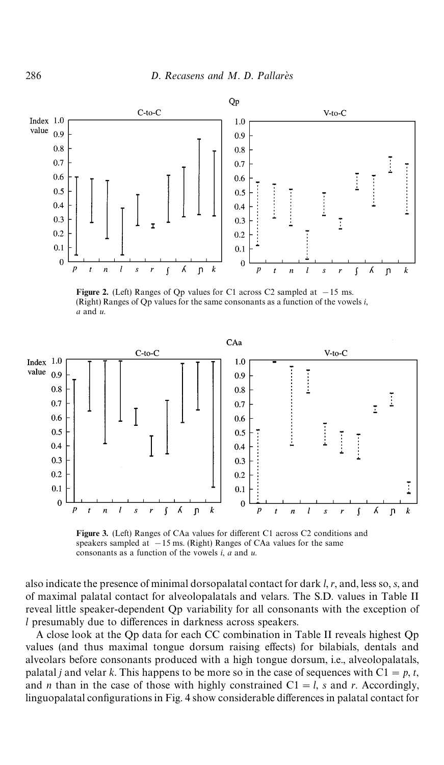**Figure 2.** (Left) Ranges of Qp values for C1 across C2 sampled at −15 ms. (Right) Ranges of Qp values for the same consonants as a function of the vowels *i*, *a* and *u*.

**Figure 3.** (Left) Ranges of CAa values for different C1 across C2 conditions and speakers sampled at −15 ms. (Right) Ranges of CAa values for the same consonants as a function of the vowels *i*, *a* and *u*.

also indicate the presence of minimal dorsopalatal contact for dark *l*, *r*, and, less so, *s*, and of maximal palatal contact for alveolopalatals and velars. The S.D. values in Table II reveal little speaker-dependent Qp variability for all consonants with the exception of *l* presumably due to differences in darkness across speakers.

A close look at the Qp data for each CC combination in Table II reveals highest Qp values (and thus maximal tongue dorsum raising effects) for bilabials, dentals and alveolars before consonants produced with a high tongue dorsum, i.e., alveolopalatals, palatal *j* and velar *k*. This happens to be more so in the case of sequences with C1 = *p*, *t*, and *n* than in the case of those with highly constrained C1 = *l*, *s* and *r*. Accordingly, linguopalatal configurations in Fig. 4 show considerable differences in palatal contact for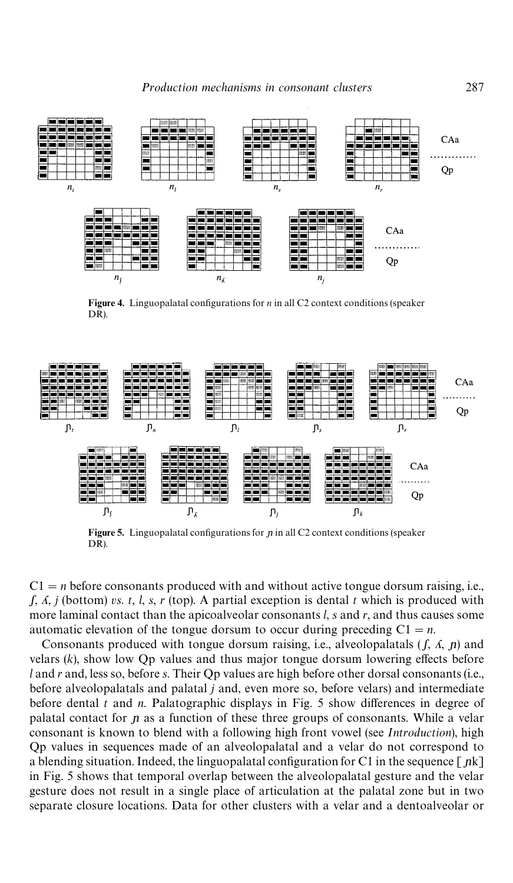**Figure 4.** Linguopalatal configurations for *n* in all C2 context conditions (speaker DR).

**Figure 5.** Linguopalatal configurations for *ɲ* in all C2 context conditions (speaker DR).

C1 = *n* before consonants produced with and without active tongue dorsum raising, i.e., *ʃ*, *ʎ*, *j* (bottom) *vs.* *t*, *l*, *s*, *r* (top). A partial exception is dental *t* which is produced with more laminal contact than the apicoalveolar consonants *l*, *s* and *r*, and thus causes some automatic elevation of the tongue dorsum to occur during preceding C1 = *n*.

Consonants produced with tongue dorsum raising, i.e., alveolopalatals (*ʃ*, *ʎ*, *ɲ*) and velars (*k*), show low Qp values and thus major tongue dorsum lowering effects before *l* and *r* and, less so, before *s*. Their Qp values are high before other dorsal consonants (i.e., before alveolopalatals and palatal *j* and, even more so, before velars) and intermediate before dental *t* and *n*. Palatographic displays in Fig. 5 show differences in degree of palatal contact for *ɲ* as a function of these three groups of consonants. While a velar consonant is known to blend with a following high front vowel (see *Introduction*), high Qp values in sequences made of an alveolopalatal and a velar do not correspond to a blending situation. Indeed, the linguopalatal configuration for C1 in the sequence [ɲk] in Fig. 5 shows that temporal overlap between the alveolopalatal gesture and the velar gesture does not result in a single place of articulation at the palatal zone but in two separate closure locations. Data for other clusters with a velar and a dentoalveolar or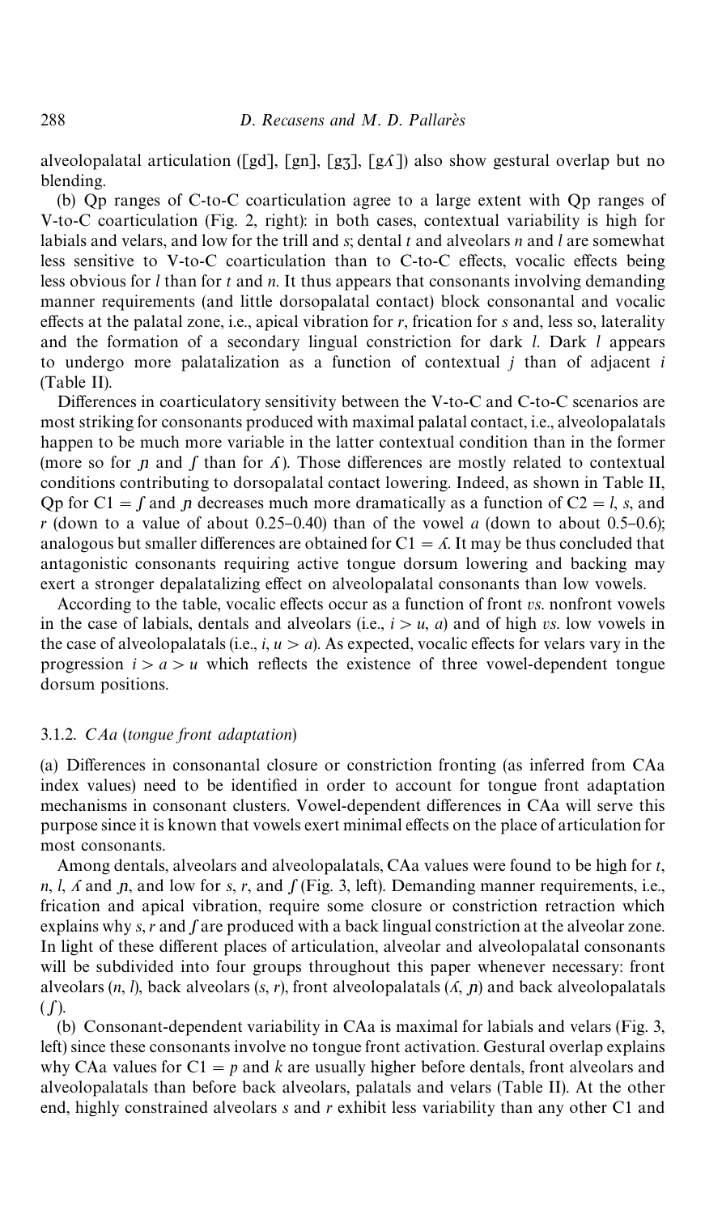alveolopalatal articulation ([gd], [gɲ], [gʒ], [gʎ]) also show gestural overlap but no blending.

(b) Qp ranges of C-to-C coarticulation agree to a large extent with Qp ranges of V-to-C coarticulation (Fig. 2, right): in both cases, contextual variability is high for labials and velars, and low for the trill and *s*; dental *t* and alveolars *n* and *l* are somewhat less sensitive to V-to-C coarticulation than to C-to-C effects, vocalic effects being less obvious for *l* than for *t* and *n*. It thus appears that consonants involving demanding manner requirements (and little dorsopalatal contact) block consonantal and vocalic effects at the palatal zone, i.e., apical vibration for *r*, frication for *s* and, less so, laterality and the formation of a secondary lingual constriction for dark *l*. Dark *l* appears to undergo more palatalization as a function of contextual *j* than of adjacent *i* (Table II).

Differences in coarticulatory sensitivity between the V-to-C and C-to-C scenarios are most striking for consonants produced with maximal palatal contact, i.e., alveolopalatals happen to be much more variable in the latter contextual condition than in the former (more so for *ɲ* and *ʃ* than for *ʎ*). Those differences are mostly related to contextual conditions contributing to dorsopalatal contact lowering. Indeed, as shown in Table II, Qp for C1 = *ʃ* and *ɲ* decreases much more dramatically as a function of C2 = *l*, *s*, and *r* (down to a value of about 0.25–0.40) than of the vowel *a* (down to about 0.5–0.6); analogous but smaller differences are obtained for C1 = *ʎ*. It may be thus concluded that antagonistic consonants requiring active tongue dorsum lowering and backing may exert a stronger depalatalizing effect on alveolopalatal consonants than low vowels.

According to the table, vocalic effects occur as a function of front *vs.* nonfront vowels in the case of labials, dentals and alveolars (i.e., *i* > *u*, *a*) and of high *vs.* low vowels in the case of alveolopalatals (i.e., *i*, *u* > *a*). As expected, vocalic effects for velars vary in the progression *i* > *a* > *u* which reflects the existence of three vowel-dependent tongue dorsum positions.

### 3.1.2. *CAa* (*tongue front adaptation*)

(a) Differences in consonantal closure or constriction fronting (as inferred from CAa index values) need to be identified in order to account for tongue front adaptation mechanisms in consonant clusters. Vowel-dependent differences in CAa will serve this purpose since it is known that vowels exert minimal effects on the place of articulation for most consonants.

Among dentals, alveolars and alveolopalatals, CAa values were found to be high for *t*, *n*, *l*, *ʎ* and *ɲ*, and low for *s*, *r*, and *ʃ* (Fig. 3, left). Demanding manner requirements, i.e., frication and apical vibration, require some closure or constriction retraction which explains why *s*, *r* and *ʃ* are produced with a back lingual constriction at the alveolar zone. In light of these different places of articulation, alveolar and alveolopalatal consonants will be subdivided into four groups throughout this paper whenever necessary: front alveolars (*n*, *l*), back alveolars (*s*, *r*), front alveolopalatals (*ʎ*, *ɲ*) and back alveolopalatals (*ʃ*).

(b) Consonant-dependent variability in CAa is maximal for labials and velars (Fig. 3, left) since these consonants involve no tongue front activation. Gestural overlap explains why CAa values for C1 = *p* and *k* are usually higher before dentals, front alveolars and alveolopalatals than before back alveolars, palatals and velars (Table II). At the other end, highly constrained alveolars *s* and *r* exhibit less variability than any other C1 and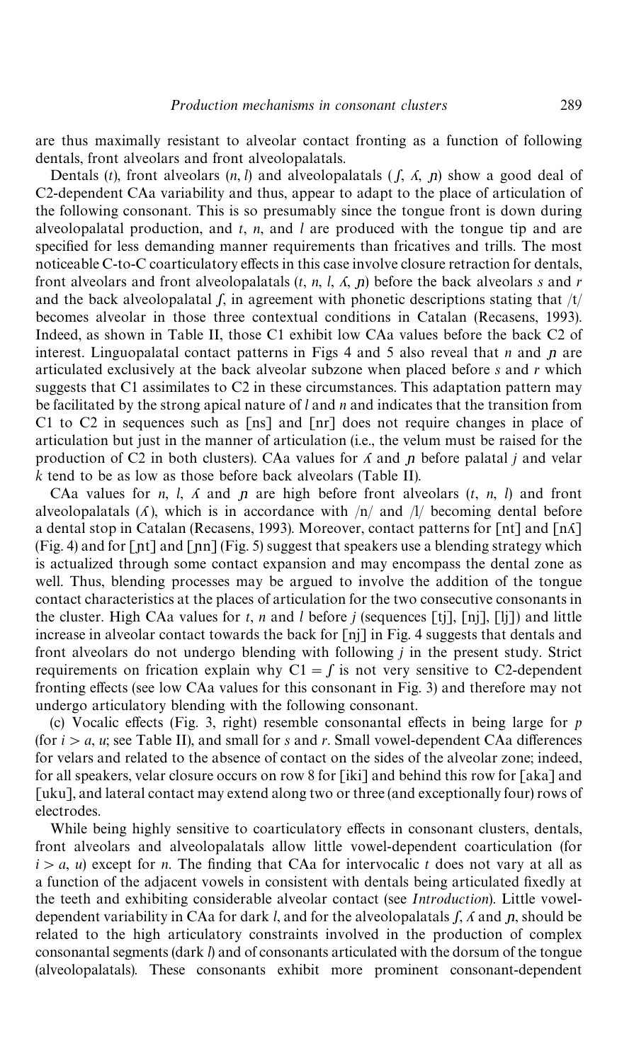are thus maximally resistant to alveolar contact fronting as a function of following dentals, front alveolars and front alveolopalatals.

Dentals (*t*), front alveolars (*n*, *l*) and alveolopalatals (*ʃ*, *ʎ*, *ɲ*) show a good deal of C2-dependent CAa variability and thus, appear to adapt to the place of articulation of the following consonant. This is so presumably since the tongue front is down during alveolopalatal production, and *t*, *n*, and *l* are produced with the tongue tip and are specified for less demanding manner requirements than fricatives and trills. The most noticeable C-to-C coarticulatory effects in this case involve closure retraction for dentals, front alveolars and front alveolopalatals (*t*, *n*, *l*, *ʎ*, *ɲ*) before the back alveolars *s* and *r* and the back alveolopalatal *ʃ*, in agreement with phonetic descriptions stating that /t/ becomes alveolar in those three contextual conditions in Catalan (Recasens, 1993). Indeed, as shown in Table II, those C1 exhibit low CAa values before the back C2 of interest. Linguopalatal contact patterns in Figs 4 and 5 also reveal that *n* and *ɲ* are articulated exclusively at the back alveolar subzone when placed before *s* and *r* which suggests that C1 assimilates to C2 in these circumstances. This adaptation pattern may be facilitated by the strong apical nature of *l* and *n* and indicates that the transition from C1 to C2 in sequences such as [ns] and [nr] does not require changes in place of articulation but just in the manner of articulation (i.e., the velum must be raised for the production of C2 in both clusters). CAa values for *ʎ* and *ɲ* before palatal *j* and velar *k* tend to be as low as those before back alveolars (Table II).

CAa values for *n*, *l*, *ʎ* and *ɲ* are high before front alveolars (*t*, *n*, *l*) and front alveolopalatals (*ʎ*), which is in accordance with /n/ and /l/ becoming dental before a dental stop in Catalan (Recasens, 1993). Moreover, contact patterns for [nt] and [nʎ] (Fig. 4) and for [ɲt] and [ɲn] (Fig. 5) suggest that speakers use a blending strategy which is actualized through some contact expansion and may encompass the dental zone as well. Thus, blending processes may be argued to involve the addition of the tongue contact characteristics at the places of articulation for the two consecutive consonants in the cluster. High CAa values for *t*, *n* and *l* before *j* (sequences [tj], [nj], [lj]) and little increase in alveolar contact towards the back for [nj] in Fig. 4 suggests that dentals and front alveolars do not undergo blending with following *j* in the present study. Strict requirements on frication explain why C1 = *ʃ* is not very sensitive to C2-dependent fronting effects (see low CAa values for this consonant in Fig. 3) and therefore may not undergo articulatory blending with the following consonant.

(c) Vocalic effects (Fig. 3, right) resemble consonantal effects in being large for *p* (for *i* > *a*, *u*; see Table II), and small for *s* and *r*. Small vowel-dependent CAa differences for velars and related to the absence of contact on the sides of the alveolar zone; indeed, for all speakers, velar closure occurs on row 8 for [iki] and behind this row for [aka] and [uku], and lateral contact may extend along two or three (and exceptionally four) rows of electrodes.

While being highly sensitive to coarticulatory effects in consonant clusters, dentals, front alveolars and alveolopalatals allow little vowel-dependent coarticulation (for *i* > *a*, *u*) except for *n*. The finding that CAa for intervocalic *t* does not vary at all as a function of the adjacent vowels in consistent with dentals being articulated fixedly at the teeth and exhibiting considerable alveolar contact (see *Introduction*). Little vowel-dependent variability in CAa for dark *l*, and for the alveolopalatals *ʃ*, *ʎ* and *ɲ*, should be related to the high articulatory constraints involved in the production of complex consonantal segments (dark *l*) and of consonants articulated with the dorsum of the tongue (alveolopalatals). These consonants exhibit more prominent consonant-dependent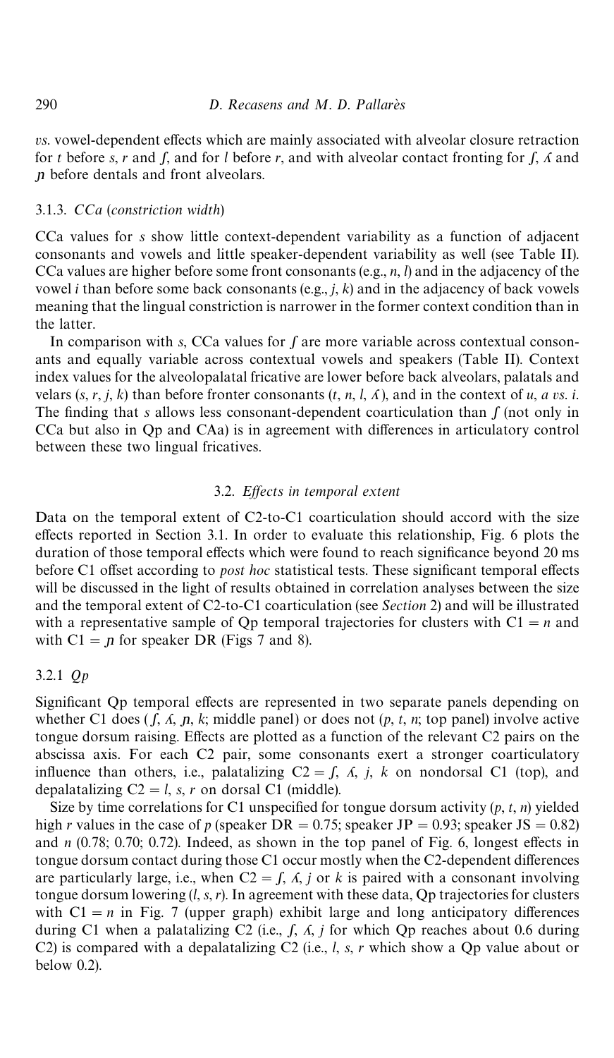*vs.* vowel-dependent effects which are mainly associated with alveolar closure retraction for *t* before *s*, *r* and *ʃ*, and for *l* before *r*, and with alveolar contact fronting for *ʃ*, *ʎ* and *ɲ* before dentals and front alveolars.

### 3.1.3. *CCa* (*constriction width*)

CCa values for *s* show little context-dependent variability as a function of adjacent consonants and vowels and little speaker-dependent variability as well (see Table II). CCa values are higher before some front consonants (e.g., *n*, *l*) and in the adjacency of the vowel *i* than before some back consonants (e.g., *j*, *k*) and in the adjacency of back vowels meaning that the lingual constriction is narrower in the former context condition than in the latter.

In comparison with *s*, CCa values for *ʃ* are more variable across contextual consonants and equally variable across contextual vowels and speakers (Table II). Context index values for the alveolopalatal fricative are lower before back alveolars, palatals and velars (*s*, *r*, *j*, *k*) than before fronter consonants (*t*, *n*, *l*, *ʎ*), and in the context of *u*, *a vs. i*. The finding that *s* allows less consonant-dependent coarticulation than *ʃ* (not only in CCa but also in Qp and CAa) is in agreement with differences in articulatory control between these two lingual fricatives.

## 3.2. *Effects in temporal extent*

Data on the temporal extent of C2-to-C1 coarticulation should accord with the size effects reported in Section 3.1. In order to evaluate this relationship, Fig. 6 plots the duration of those temporal effects which were found to reach significance beyond 20 ms before C1 offset according to *post hoc* statistical tests. These significant temporal effects will be discussed in the light of results obtained in correlation analyses between the size and the temporal extent of C2-to-C1 coarticulation (see *Section* 2) and will be illustrated with a representative sample of Qp temporal trajectories for clusters with C1 = *n* and with C1 = *ɲ* for speaker DR (Figs 7 and 8).

### 3.2.1 *Qp*

Significant Qp temporal effects are represented in two separate panels depending on whether C1 does (*ʃ*, *ʎ*, *ɲ*, *k*; middle panel) or does not (*p*, *t*, *n*; top panel) involve active tongue dorsum raising. Effects are plotted as a function of the relevant C2 pairs on the abscissa axis. For each C2 pair, some consonants exert a stronger coarticulatory influence than others, i.e., palatalizing C2 = *ʃ*, *ʎ*, *j*, *k* on nondorsal C1 (top), and depalatalizing C2 = *l*, *s*, *r* on dorsal C1 (middle).

Size by time correlations for C1 unspecified for tongue dorsum activity (*p*, *t*, *n*) yielded high *r* values in the case of *p* (speaker DR = 0.75; speaker JP = 0.93; speaker JS = 0.82) and *n* (0.78; 0.70; 0.72). Indeed, as shown in the top panel of Fig. 6, longest effects in tongue dorsum contact during those C1 occur mostly when the C2-dependent differences are particularly large, i.e., when C2 = *ʃ*, *ʎ*, *j* or *k* is paired with a consonant involving tongue dorsum lowering (*l*, *s*, *r*). In agreement with these data, Qp trajectories for clusters with C1 = *n* in Fig. 7 (upper graph) exhibit large and long anticipatory differences during C1 when a palatalizing C2 (i.e., *ʃ*, *ʎ*, *j* for which Qp reaches about 0.6 during C2) is compared with a depalatalizing C2 (i.e., *l*, *s*, *r* which show a Qp value about or below 0.2).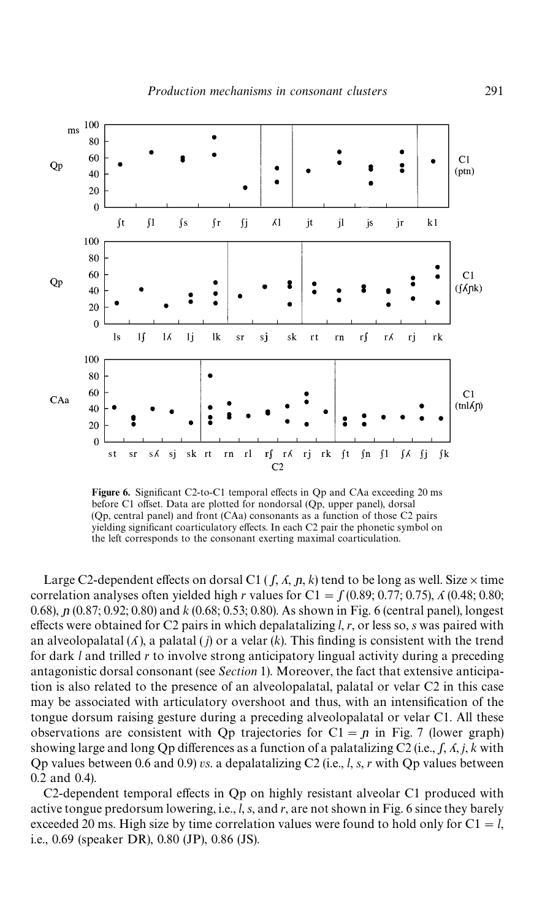**Figure 6.** Significant C2-to-C1 temporal effects in Qp and CAa exceeding 20 ms before C1 offset. Data are plotted for nondorsal (Qp, upper panel), dorsal (Qp, central panel) and front (CAa) consonants as a function of those C2 pairs yielding significant coarticulatory effects. In each C2 pair the phonetic symbol on the left corresponds to the consonant exerting maximal coarticulation.

Large C2-dependent effects on dorsal C1 (*ʃ*, *ʎ*, *ɲ*, *k*) tend to be long as well. Size × time correlation analyses often yielded high *r* values for C1 = *ʃ* (0.89; 0.77; 0.75), *ʎ* (0.48; 0.80; 0.68), *ɲ* (0.87; 0.92; 0.80) and *k* (0.68; 0.53; 0.80). As shown in Fig. 6 (central panel), longest effects were obtained for C2 pairs in which depalatalizing *l*, *r*, or less so, *s* was paired with an alveolopalatal (*ʎ*), a palatal (*j*) or a velar (*k*). This finding is consistent with the trend for dark *l* and trilled *r* to involve strong anticipatory lingual activity during a preceding antagonistic dorsal consonant (see *Section* 1). Moreover, the fact that extensive anticipation is also related to the presence of an alveolopalatal, palatal or velar C2 in this case may be associated with articulatory overshoot and thus, with an intensification of the tongue dorsum raising gesture during a preceding alveolopalatal or velar C1. All these observations are consistent with Qp trajectories for C1 = *ɲ* in Fig. 7 (lower graph) showing large and long Qp differences as a function of a palatalizing C2 (i.e., *ʃ*, *ʎ*, *j*, *k* with Qp values between 0.6 and 0.9) *vs*. a depalatalizing C2 (i.e., *l*, *s*, *r* with Qp values between 0.2 and 0.4).

C2-dependent temporal effects in Qp on highly resistant alveolar C1 produced with active tongue predorsum lowering, i.e., *l*, *s*, and *r*, are not shown in Fig. 6 since they barely exceeded 20 ms. High size by time correlation values were found to hold only for C1 = *l*, i.e., 0.69 (speaker DR), 0.80 (JP), 0.86 (JS).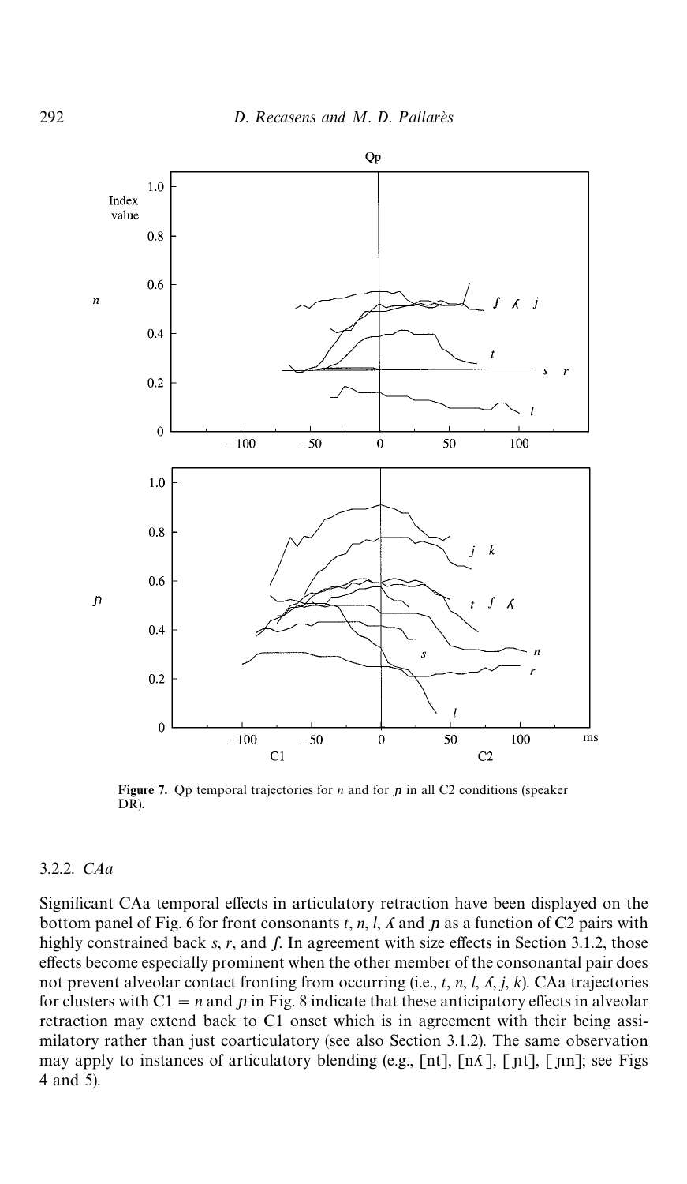**Figure 7.** Qp temporal trajectories for *n* and for *ɲ* in all C2 conditions (speaker DR).

### 3.2.2. *CAa*

Significant CAa temporal effects in articulatory retraction have been displayed on the bottom panel of Fig. 6 for front consonants *t*, *n*, *l*, *ʎ* and *ɲ* as a function of C2 pairs with highly constrained back *s*, *r*, and *ʃ*. In agreement with size effects in Section 3.1.2, those effects become especially prominent when the other member of the consonantal pair does not prevent alveolar contact fronting from occurring (i.e., *t*, *n*, *l*, *ʎ*, *j*, *k*). CAa trajectories for clusters with C1 = *n* and *ɲ* in Fig. 8 indicate that these anticipatory effects in alveolar retraction may extend back to C1 onset which is in agreement with their being assimilatory rather than just coarticulatory (see also Section 3.1.2). The same observation may apply to instances of articulatory blending (e.g., [nt], [nʎ], [ɲt], [ɲn]; see Figs 4 and 5).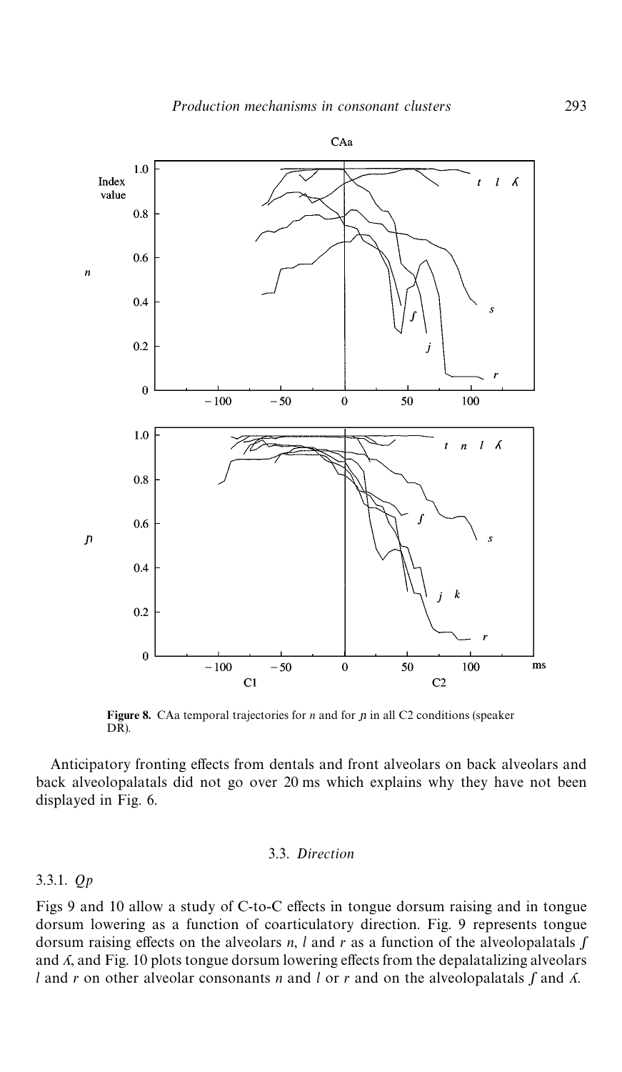**Figure 8.** CAa temporal trajectories for *n* and for *ɲ* in all C2 conditions (speaker DR).

Anticipatory fronting effects from dentals and front alveolars on back alveolars and back alveolopalatals did not go over 20 ms which explains why they have not been displayed in Fig. 6.

### 3.3. *Direction*

#### 3.3.1. *Qp*

Figs 9 and 10 allow a study of C-to-C effects in tongue dorsum raising and in tongue dorsum lowering as a function of coarticulatory direction. Fig. 9 represents tongue dorsum raising effects on the alveolars *n*, *l* and *r* as a function of the alveolopalatals *ʃ* and *ʎ*, and Fig. 10 plots tongue dorsum lowering effects from the depalatalizing alveolars *l* and *r* on other alveolar consonants *n* and *l* or *r* and on the alveolopalatals *ʃ* and *ʎ*.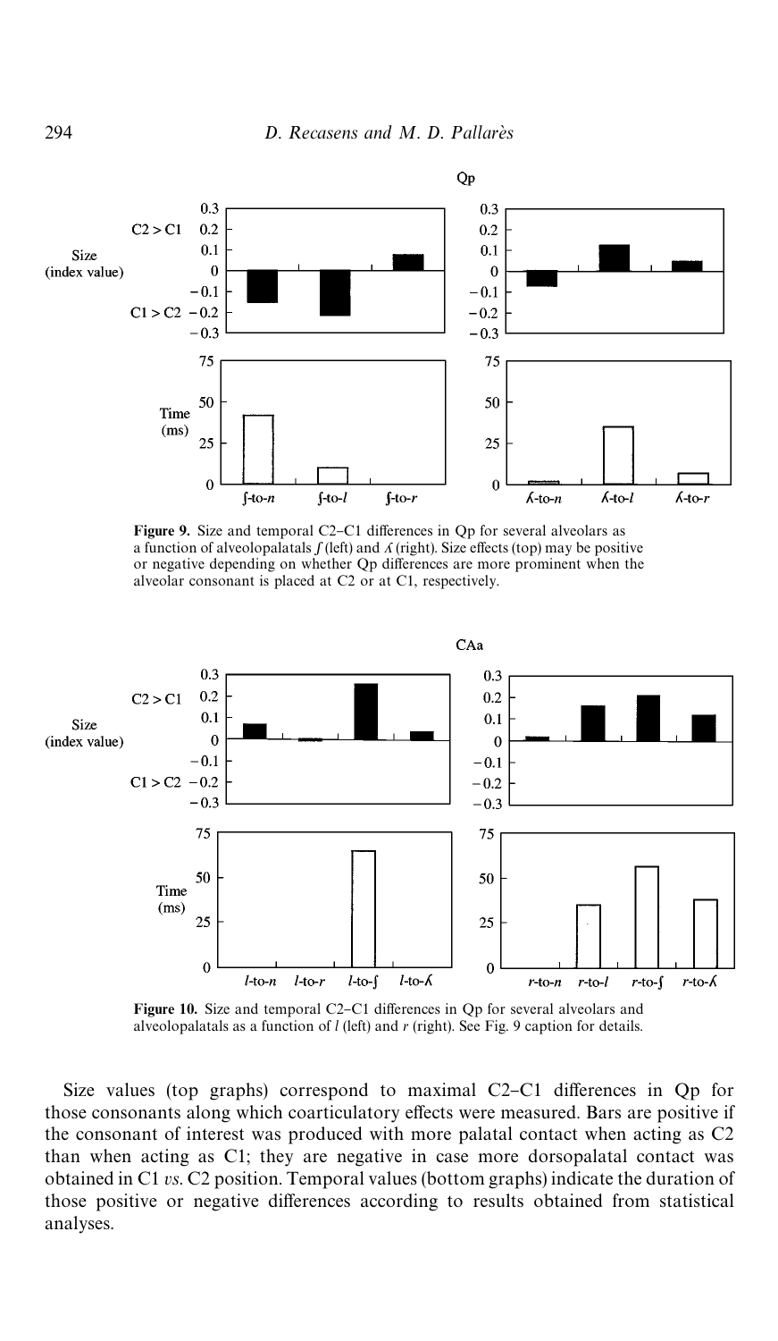**Figure 9.** Size and temporal C2–C1 differences in Qp for several alveolars as a function of alveolopalatals *ʃ* (left) and *ʎ* (right). Size effects (top) may be positive or negative depending on whether Qp differences are more prominent when the alveolar consonant is placed at C2 or at C1, respectively.

**Figure 10.** Size and temporal C2–C1 differences in Qp for several alveolars and alveolopalatals as a function of *l* (left) and *r* (right). See Fig. 9 caption for details.

Size values (top graphs) correspond to maximal C2–C1 differences in Qp for those consonants along which coarticulatory effects were measured. Bars are positive if the consonant of interest was produced with more palatal contact when acting as C2 than when acting as C1; they are negative in case more dorsopalatal contact was obtained in C1 *vs.* C2 position. Temporal values (bottom graphs) indicate the duration of those positive or negative differences according to results obtained from statistical analyses.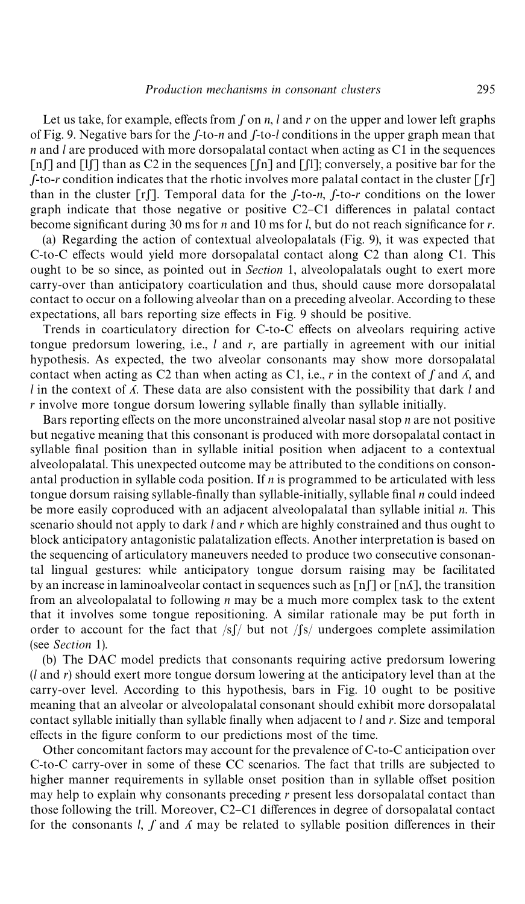Let us take, for example, effects from *ʃ* on *n*, *l* and *r* on the upper and lower left graphs of Fig. 9. Negative bars for the *ʃ*-to-*n* and *ʃ*-to-*l* conditions in the upper graph mean that *n* and *l* are produced with more dorsopalatal contact when acting as C1 in the sequences [nʃ] and [lʃ] than as C2 in the sequences [ʃn] and [ʃl]; conversely, a positive bar for the *ʃ*-to-*r* condition indicates that the rhotic involves more palatal contact in the cluster [ʃr] than in the cluster [rʃ]. Temporal data for the *ʃ*-to-*n*, *ʃ*-to-*r* conditions on the lower graph indicate that those negative or positive C2–C1 differences in palatal contact become significant during 30 ms for *n* and 10 ms for *l*, but do not reach significance for *r*.

(a) Regarding the action of contextual alveolopalatals (Fig. 9), it was expected that C-to-C effects would yield more dorsopalatal contact along C2 than along C1. This ought to be so since, as pointed out in *Section* 1, alveolopalatals ought to exert more carry-over than anticipatory coarticulation and thus, should cause more dorsopalatal contact to occur on a following alveolar than on a preceding alveolar. According to these expectations, all bars reporting size effects in Fig. 9 should be positive.

Trends in coarticulatory direction for C-to-C effects on alveolars requiring active tongue predorsum lowering, i.e., *l* and *r*, are partially in agreement with our initial hypothesis. As expected, the two alveolar consonants may show more dorsopalatal contact when acting as C2 than when acting as C1, i.e., *r* in the context of *ʃ* and *ʎ*, and *l* in the context of *ʎ*. These data are also consistent with the possibility that dark *l* and *r* involve more tongue dorsum lowering syllable finally than syllable initially.

Bars reporting effects on the more unconstrained alveolar nasal stop *n* are not positive but negative meaning that this consonant is produced with more dorsopalatal contact in syllable final position than in syllable initial position when adjacent to a contextual alveolopalatal. This unexpected outcome may be attributed to the conditions on consonantal production in syllable coda position. If *n* is programmed to be articulated with less tongue dorsum raising syllable-finally than syllable-initially, syllable final *n* could indeed be more easily coproduced with an adjacent alveolopalatal than syllable initial *n*. This scenario should not apply to dark *l* and *r* which are highly constrained and thus ought to block anticipatory antagonistic palatalization effects. Another interpretation is based on the sequencing of articulatory maneuvers needed to produce two consecutive consonantal lingual gestures: while anticipatory tongue dorsum raising may be facilitated by an increase in laminoalveolar contact in sequences such as [nʃ] or [nʎ], the transition from an alveolopalatal to following *n* may be a much more complex task to the extent that it involves some tongue repositioning. A similar rationale may be put forth in order to account for the fact that /sʃ/ but not /ʃs/ undergoes complete assimilation (see *Section* 1).

(b) The DAC model predicts that consonants requiring active predorsum lowering (*l* and *r*) should exert more tongue dorsum lowering at the anticipatory level than at the carry-over level. According to this hypothesis, bars in Fig. 10 ought to be positive meaning that an alveolar or alveolopalatal consonant should exhibit more dorsopalatal contact syllable initially than syllable finally when adjacent to *l* and *r*. Size and temporal effects in the figure conform to our predictions most of the time.

Other concomitant factors may account for the prevalence of C-to-C anticipation over C-to-C carry-over in some of these CC scenarios. The fact that trills are subjected to higher manner requirements in syllable onset position than in syllable offset position may help to explain why consonants preceding *r* present less dorsopalatal contact than those following the trill. Moreover, C2–C1 differences in degree of dorsopalatal contact for the consonants *l*, *ʃ* and *ʎ* may be related to syllable position differences in their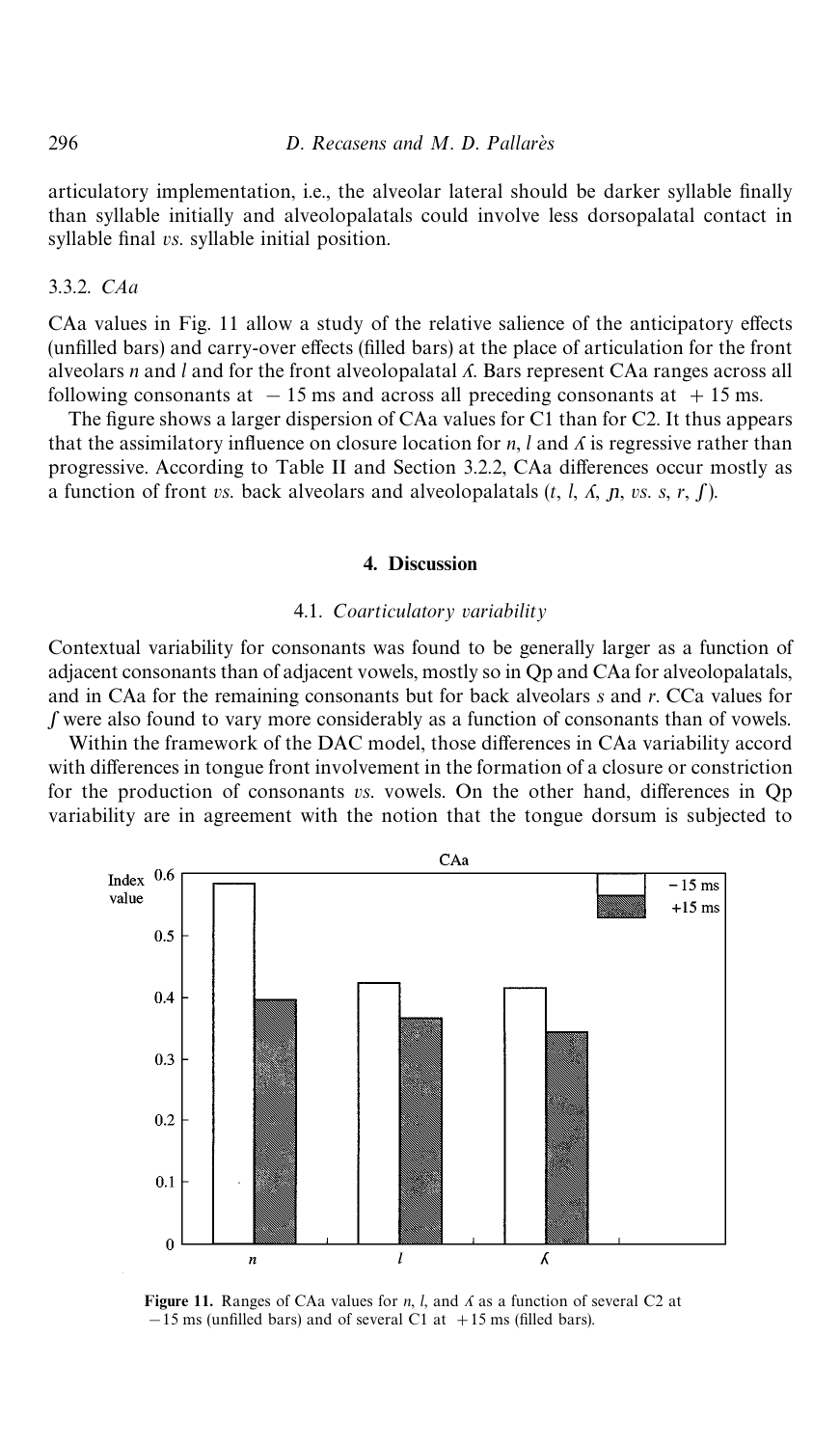articulatory implementation, i.e., the alveolar lateral should be darker syllable finally than syllable initially and alveolopalatals could involve less dorsopalatal contact in syllable final *vs.* syllable initial position.

### 3.3.2. *CAa*

CAa values in Fig. 11 allow a study of the relative salience of the anticipatory effects (unfilled bars) and carry-over effects (filled bars) at the place of articulation for the front alveolars *n* and *l* and for the front alveolopalatal *ʎ*. Bars represent CAa ranges across all following consonants at $-15$ ms and across all preceding consonants at $+15$ ms.

The figure shows a larger dispersion of CAa values for C1 than for C2. It thus appears that the assimilatory influence on closure location for *n*, *l* and *ʎ* is regressive rather than progressive. According to Table II and Section 3.2.2, CAa differences occur mostly as a function of front *vs.* back alveolars and alveolopalatals (*t*, *l*, *ʎ*, *ɲ*, *vs.* *s*, *r*, *ʃ*).

## 4. Discussion

### 4.1. *Coarticulatory variability*

Contextual variability for consonants was found to be generally larger as a function of adjacent consonants than of adjacent vowels, mostly so in Qp and CAa for alveolopalatals, and in CAa for the remaining consonants but for back alveolars *s* and *r*. CCa values for *ʃ* were also found to vary more considerably as a function of consonants than of vowels.

Within the framework of the DAC model, those differences in CAa variability accord with differences in tongue front involvement in the formation of a closure or constriction for the production of consonants *vs.* vowels. On the other hand, differences in Qp variability are in agreement with the notion that the tongue dorsum is subjected to

**Figure 11.** Ranges of CAa values for *n*, *l*, and *ʎ* as a function of several C2 at $-15$ ms (unfilled bars) and of several C1 at $+15$ ms (filled bars).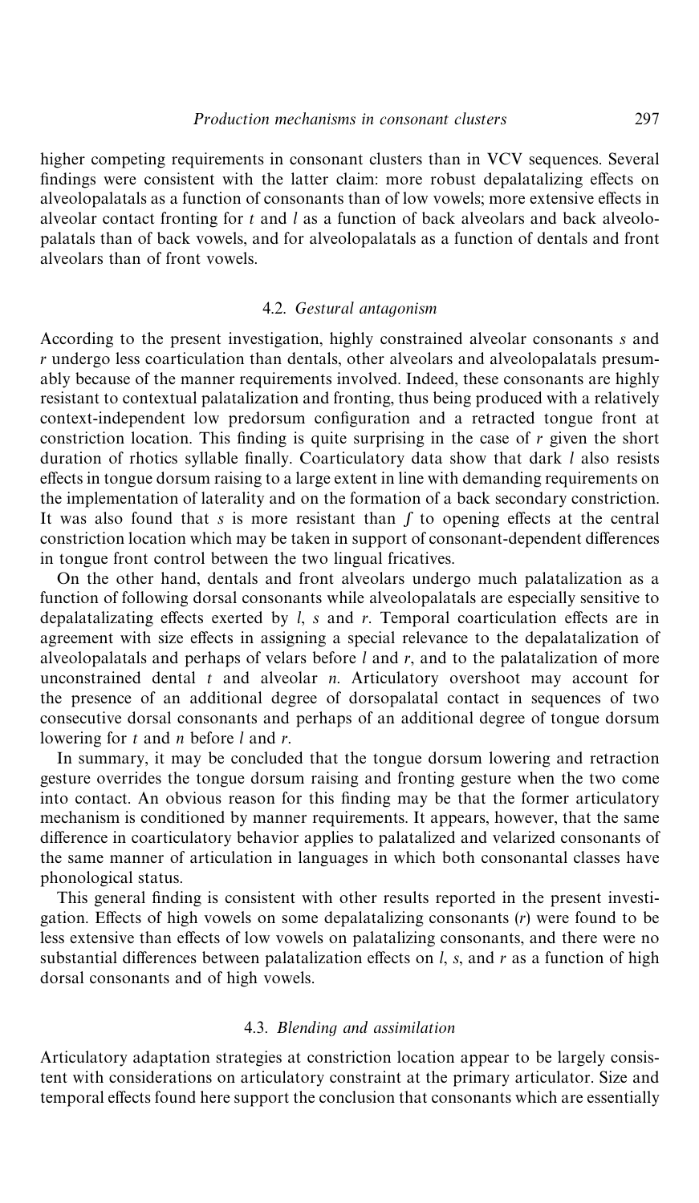higher competing requirements in consonant clusters than in VCV sequences. Several findings were consistent with the latter claim: more robust depalatalizing effects on alveolopalatals as a function of consonants than of low vowels; more extensive effects in alveolar contact fronting for *t* and *l* as a function of back alveolars and back alveolopalatals than of back vowels, and for alveolopalatals as a function of dentals and front alveolars than of front vowels.

### 4.2. *Gestural antagonism*

According to the present investigation, highly constrained alveolar consonants *s* and *r* undergo less coarticulation than dentals, other alveolars and alveolopalatals presumably because of the manner requirements involved. Indeed, these consonants are highly resistant to contextual palatalization and fronting, thus being produced with a relatively context-independent low predorsum configuration and a retracted tongue front at constriction location. This finding is quite surprising in the case of *r* given the short duration of rhotics syllable finally. Coarticulatory data show that dark *l* also resists effects in tongue dorsum raising to a large extent in line with demanding requirements on the implementation of laterality and on the formation of a back secondary constriction. It was also found that *s* is more resistant than *ʃ* to opening effects at the central constriction location which may be taken in support of consonant-dependent differences in tongue front control between the two lingual fricatives.

On the other hand, dentals and front alveolars undergo much palatalization as a function of following dorsal consonants while alveolopalatals are especially sensitive to depalatalizating effects exerted by *l*, *s* and *r*. Temporal coarticulation effects are in agreement with size effects in assigning a special relevance to the depalatalization of alveolopalatals and perhaps of velars before *l* and *r*, and to the palatalization of more unconstrained dental *t* and alveolar *n*. Articulatory overshoot may account for the presence of an additional degree of dorsopalatal contact in sequences of two consecutive dorsal consonants and perhaps of an additional degree of tongue dorsum lowering for *t* and *n* before *l* and *r*.

In summary, it may be concluded that the tongue dorsum lowering and retraction gesture overrides the tongue dorsum raising and fronting gesture when the two come into contact. An obvious reason for this finding may be that the former articulatory mechanism is conditioned by manner requirements. It appears, however, that the same difference in coarticulatory behavior applies to palatalized and velarized consonants of the same manner of articulation in languages in which both consonantal classes have phonological status.

This general finding is consistent with other results reported in the present investigation. Effects of high vowels on some depalatalizing consonants (*r*) were found to be less extensive than effects of low vowels on palatalizing consonants, and there were no substantial differences between palatalization effects on *l*, *s*, and *r* as a function of high dorsal consonants and of high vowels.

### 4.3. *Blending and assimilation*

Articulatory adaptation strategies at constriction location appear to be largely consistent with considerations on articulatory constraint at the primary articulator. Size and temporal effects found here support the conclusion that consonants which are essentially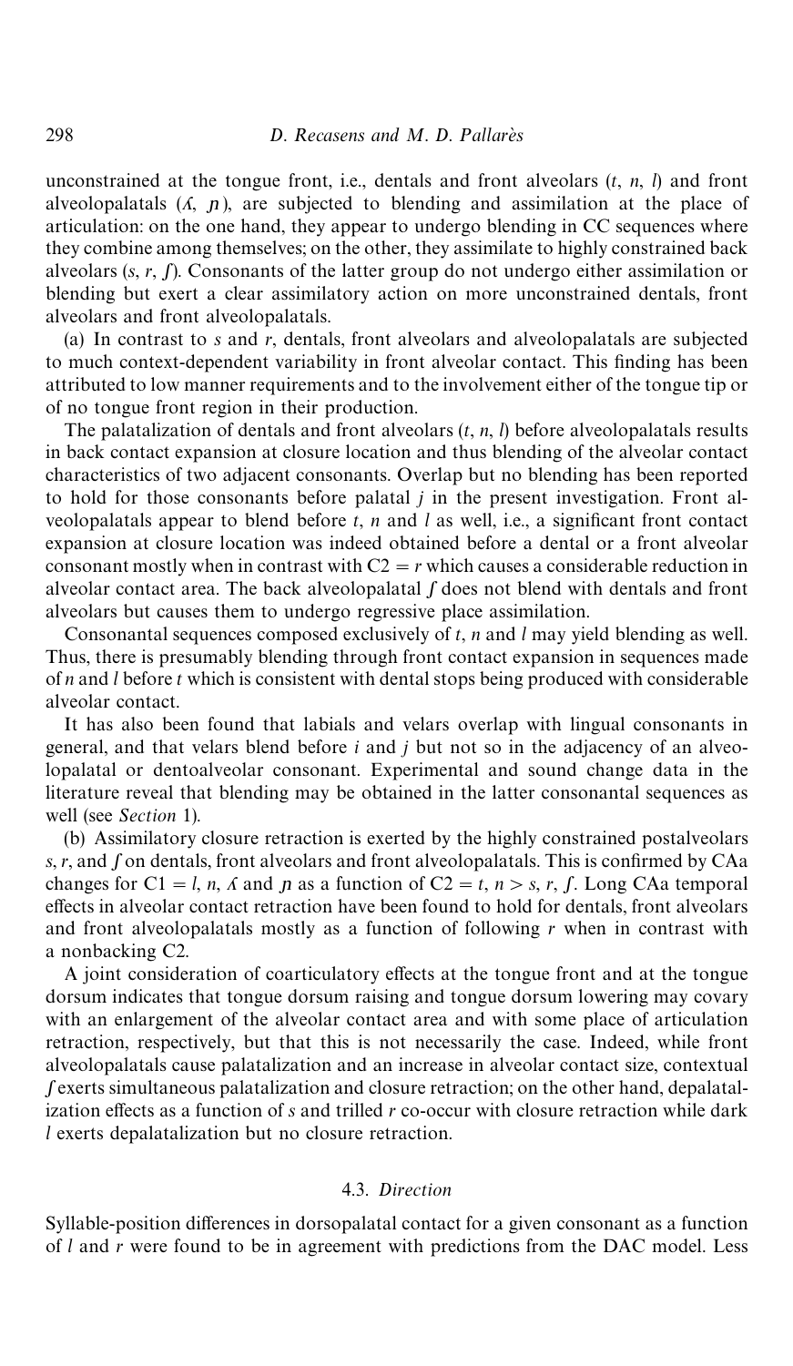unconstrained at the tongue front, i.e., dentals and front alveolars (*t*, *n*, *l*) and front alveolopalatals (*ʎ*, *ɲ*), are subjected to blending and assimilation at the place of articulation: on the one hand, they appear to undergo blending in CC sequences where they combine among themselves; on the other, they assimilate to highly constrained back alveolars (*s*, *r*, *ʃ*). Consonants of the latter group do not undergo either assimilation or blending but exert a clear assimilatory action on more unconstrained dentals, front alveolars and front alveolopalatals.

(a) In contrast to *s* and *r*, dentals, front alveolars and alveolopalatals are subjected to much context-dependent variability in front alveolar contact. This finding has been attributed to low manner requirements and to the involvement either of the tongue tip or of no tongue front region in their production.

The palatalization of dentals and front alveolars (*t*, *n*, *l*) before alveolopalatals results in back contact expansion at closure location and thus blending of the alveolar contact characteristics of two adjacent consonants. Overlap but no blending has been reported to hold for those consonants before palatal *j* in the present investigation. Front alveolopalatals appear to blend before *t*, *n* and *l* as well, i.e., a significant front contact expansion at closure location was indeed obtained before a dental or a front alveolar consonant mostly when in contrast with C2 = *r* which causes a considerable reduction in alveolar contact area. The back alveolopalatal *ʃ* does not blend with dentals and front alveolars but causes them to undergo regressive place assimilation.

Consonantal sequences composed exclusively of *t*, *n* and *l* may yield blending as well. Thus, there is presumably blending through front contact expansion in sequences made of *n* and *l* before *t* which is consistent with dental stops being produced with considerable alveolar contact.

It has also been found that labials and velars overlap with lingual consonants in general, and that velars blend before *i* and *j* but not so in the adjacency of an alveolopalatal or dentoalveolar consonant. Experimental and sound change data in the literature reveal that blending may be obtained in the latter consonantal sequences as well (see *Section* 1).

(b) Assimilatory closure retraction is exerted by the highly constrained postalveolars *s*, *r*, and *ʃ* on dentals, front alveolars and front alveolopalatals. This is confirmed by CAa changes for C1 = *l*, *n*, *ʎ* and *ɲ* as a function of C2 = *t*, *n* > *s*, *r*, *ʃ*. Long CAa temporal effects in alveolar contact retraction have been found to hold for dentals, front alveolars and front alveolopalatals mostly as a function of following *r* when in contrast with a nonbacking C2.

A joint consideration of coarticulatory effects at the tongue front and at the tongue dorsum indicates that tongue dorsum raising and tongue dorsum lowering may covary with an enlargement of the alveolar contact area and with some place of articulation retraction, respectively, but that this is not necessarily the case. Indeed, while front alveolopalatals cause palatalization and an increase in alveolar contact size, contextual *ʃ* exerts simultaneous palatalization and closure retraction; on the other hand, depalatalization effects as a function of *s* and trilled *r* co-occur with closure retraction while dark *l* exerts depalatalization but no closure retraction.

### 4.3. *Direction*

Syllable-position differences in dorsopalatal contact for a given consonant as a function of *l* and *r* were found to be in agreement with predictions from the DAC model. Less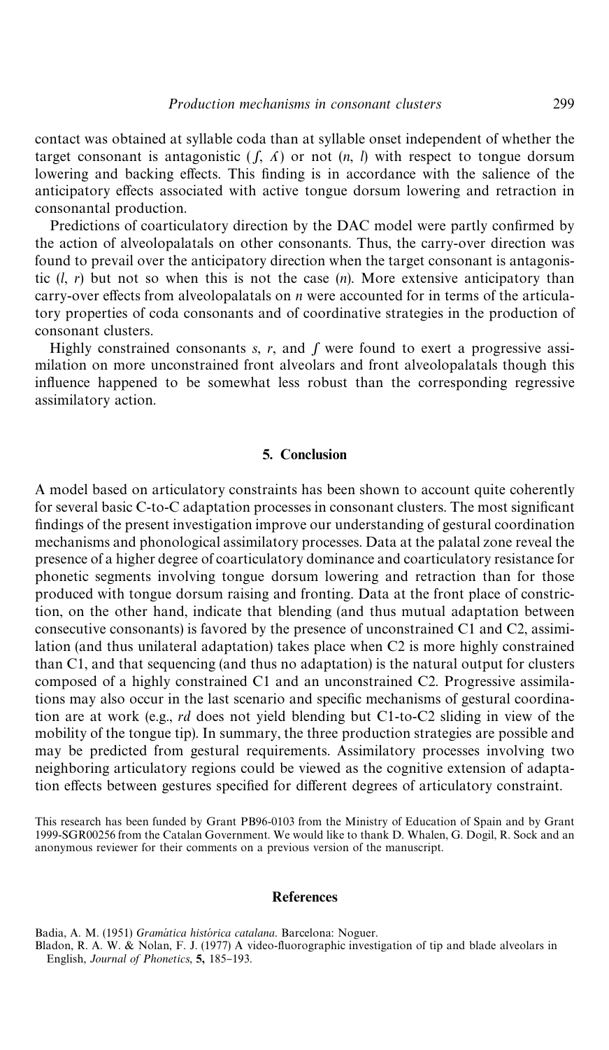contact was obtained at syllable coda than at syllable onset independent of whether the target consonant is antagonistic (*ʃ*, *ʎ*) or not (*n*, *l*) with respect to tongue dorsum lowering and backing effects. This finding is in accordance with the salience of the anticipatory effects associated with active tongue dorsum lowering and retraction in consonantal production.

Predictions of coarticulatory direction by the DAC model were partly confirmed by the action of alveolopalatals on other consonants. Thus, the carry-over direction was found to prevail over the anticipatory direction when the target consonant is antagonistic (*l*, *r*) but not so when this is not the case (*n*). More extensive anticipatory than carry-over effects from alveolopalatals on *n* were accounted for in terms of the articulatory properties of coda consonants and of coordinative strategies in the production of consonant clusters.

Highly constrained consonants *s*, *r*, and *ʃ* were found to exert a progressive assimilation on more unconstrained front alveolars and front alveolopalatals though this influence happened to be somewhat less robust than the corresponding regressive assimilatory action.

## 5. Conclusion

A model based on articulatory constraints has been shown to account quite coherently for several basic C-to-C adaptation processes in consonant clusters. The most significant findings of the present investigation improve our understanding of gestural coordination mechanisms and phonological assimilatory processes. Data at the palatal zone reveal the presence of a higher degree of coarticulatory dominance and coarticulatory resistance for phonetic segments involving tongue dorsum lowering and retraction than for those produced with tongue dorsum raising and fronting. Data at the front place of constriction, on the other hand, indicate that blending (and thus mutual adaptation between consecutive consonants) is favored by the presence of unconstrained C1 and C2, assimilation (and thus unilateral adaptation) takes place when C2 is more highly constrained than C1, and that sequencing (and thus no adaptation) is the natural output for clusters composed of a highly constrained C1 and an unconstrained C2. Progressive assimilations may also occur in the last scenario and specific mechanisms of gestural coordination are at work (e.g., *rd* does not yield blending but C1-to-C2 sliding in view of the mobility of the tongue tip). In summary, the three production strategies are possible and may be predicted from gestural requirements. Assimilatory processes involving two neighboring articulatory regions could be viewed as the cognitive extension of adaptation effects between gestures specified for different degrees of articulatory constraint.

This research has been funded by Grant PB96-0103 from the Ministry of Education of Spain and by Grant 1999-SGR00256 from the Catalan Government. We would like to thank D. Whalen, G. Dogil, R. Sock and an anonymous reviewer for their comments on a previous version of the manuscript.

## References

Badia, A. M. (1951) *Gramàtica històrica catalana*. Barcelona: Noguer.

Bladon, R. A. W. & Nolan, F. J. (1977) A video-fluorographic investigation of tip and blade alveolars in English, *Journal of Phonetics*, **5**, 185–193.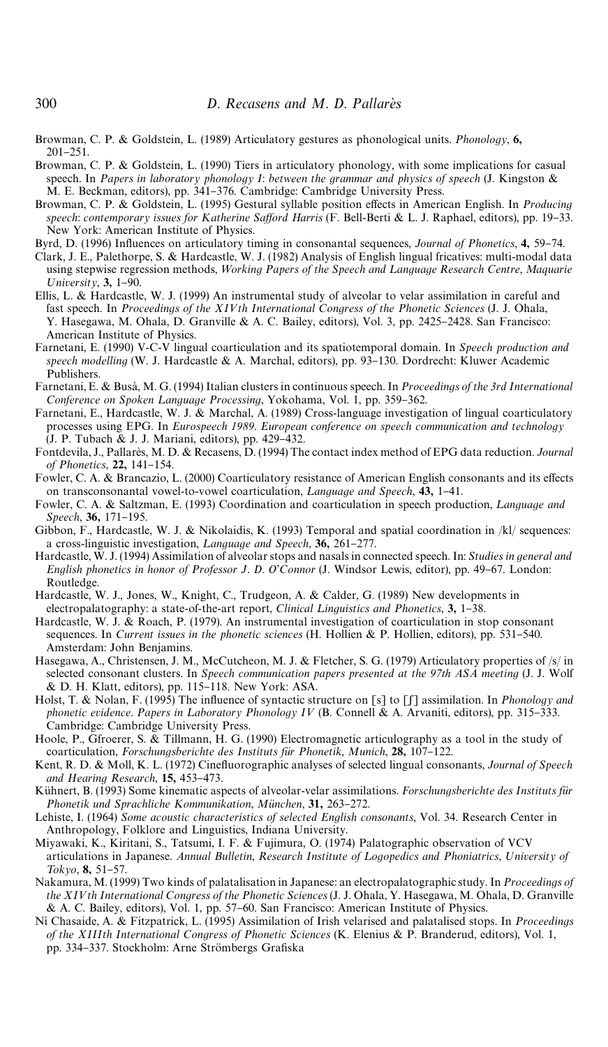Browman, C. P. & Goldstein, L. (1989) Articulatory gestures as phonological units. *Phonology*, **6,** 201–251.

Browman, C. P. & Goldstein, L. (1990) Tiers in articulatory phonology, with some implications for casual speech. In *Papers in laboratory phonology I: between the grammar and physics of speech* (J. Kingston & M. E. Beckman, editors), pp. 341–376. Cambridge: Cambridge University Press.

Browman, C. P. & Goldstein, L. (1995) Gestural syllable position effects in American English. In *Producing speech: contemporary issues for Katherine Safford Harris* (F. Bell-Berti & L. J. Raphael, editors), pp. 19–33. New York: American Institute of Physics.

Byrd, D. (1996) Influences on articulatory timing in consonantal sequences, *Journal of Phonetics*, **4,** 59–74.

Clark, J. E., Palethorpe, S. & Hardcastle, W. J. (1982) Analysis of English lingual fricatives: multi-modal data using stepwise regression methods, *Working Papers of the Speech and Language Research Centre, Maquarie University*, **3,** 1–90.

Ellis, L. & Hardcastle, W. J. (1999) An instrumental study of alveolar to velar assimilation in careful and fast speech. In *Proceedings of the XIVth International Congress of the Phonetic Sciences* (J. J. Ohala, Y. Hasegawa, M. Ohala, D. Granville & A. C. Bailey, editors), Vol. 3, pp. 2425–2428. San Francisco: American Institute of Physics.

Farnetani, E. (1990) V-C-V lingual coarticulation and its spatiotemporal domain. In *Speech production and speech modelling* (W. J. Hardcastle & A. Marchal, editors), pp. 93–130. Dordrecht: Kluwer Academic Publishers.

Farnetani, E. & Busà, M. G. (1994) Italian clusters in continuous speech. In *Proceedings of the 3rd International Conference on Spoken Language Processing*, Yokohama, Vol. 1, pp. 359–362.

Farnetani, E., Hardcastle, W. J. & Marchal, A. (1989) Cross-language investigation of lingual coarticulatory processes using EPG. In *Eurospeech 1989. European conference on speech communication and technology* (J. P. Tubach & J. J. Mariani, editors), pp. 429–432.

Fontdevila, J., Pallarès, M. D. & Recasens, D. (1994) The contact index method of EPG data reduction. *Journal of Phonetics*, **22,** 141–154.

Fowler, C. A. & Brancazio, L. (2000) Coarticulatory resistance of American English consonants and its effects on transconsonantal vowel-to-vowel coarticulation, *Language and Speech*, **43,** 1–41.

Fowler, C. A. & Saltzman, E. (1993) Coordination and coarticulation in speech production, *Language and Speech*, **36,** 171–195.

Gibbon, F., Hardcastle, W. J. & Nikolaidis, K. (1993) Temporal and spatial coordination in /kl/ sequences: a cross-linguistic investigation, *Language and Speech*, **36,** 261–277.

Hardcastle, W. J. (1994) Assimilation of alveolar stops and nasals in connected speech. In: *Studies in general and English phonetics in honor of Professor J. D. O'Connor* (J. Windsor Lewis, editor), pp. 49–67. London: Routledge.

Hardcastle, W. J., Jones, W., Knight, C., Trudgeon, A. & Calder, G. (1989) New developments in electropalatography: a state-of-the-art report, *Clinical Linguistics and Phonetics*, **3,** 1–38.

Hardcastle, W. J. & Roach, P. (1979). An instrumental investigation of coarticulation in stop consonant sequences. In *Current issues in the phonetic sciences* (H. Hollien & P. Hollien, editors), pp. 531–540. Amsterdam: John Benjamins.

Hasegawa, A., Christensen, J. M., McCutcheon, M. J. & Fletcher, S. G. (1979) Articulatory properties of /s/ in selected consonant clusters. In *Speech communication papers presented at the 97th ASA meeting* (J. J. Wolf & D. H. Klatt, editors), pp. 115–118. New York: ASA.

Holst, T. & Nolan, F. (1995) The influence of syntactic structure on [s] to [ʃ] assimilation. In *Phonology and phonetic evidence. Papers in Laboratory Phonology IV* (B. Connell & A. Arvaniti, editors), pp. 315–333. Cambridge: Cambridge University Press.

Hoole, P., Gfroerer, S. & Tillmann, H. G. (1990) Electromagnetic articulography as a tool in the study of coarticulation, *Forschungsberichte des Instituts für Phonetik, Munich*, **28,** 107–122.

Kent, R. D. & Moll, K. L. (1972) Cinefluorographic analyses of selected lingual consonants, *Journal of Speech and Hearing Research*, **15,** 453–473.

Kühnert, B. (1993) Some kinematic aspects of alveolar-velar assimilations. *Forschungsberichte des Instituts für Phonetik und Sprachliche Kommunikation, München*, **31,** 263–272.

Lehiste, I. (1964) *Some acoustic characteristics of selected English consonants*, Vol. 34. Research Center in Anthropology, Folklore and Linguistics, Indiana University.

Miyawaki, K., Kiritani, S., Tatsumi, I. F. & Fujimura, O. (1974) Palatographic observation of VCV articulations in Japanese. *Annual Bulletin, Research Institute of Logopedics and Phoniatrics, University of Tokyo*, **8,** 51–57.

Nakamura, M. (1999) Two kinds of palatalisation in Japanese: an electropalatographic study. In *Proceedings of the XIVth International Congress of the Phonetic Sciences* (J. J. Ohala, Y. Hasegawa, M. Ohala, D. Granville & A. C. Bailey, editors), Vol. 1, pp. 57–60. San Francisco: American Institute of Physics.

Ní Chasaide, A. & Fitzpatrick, L. (1995) Assimilation of Irish velarised and palatalised stops. In *Proceedings of the XIIIth International Congress of Phonetic Sciences* (K. Elenius & P. Branderud, editors), Vol. 1, pp. 334–337. Stockholm: Arne Strömbergs Grafiska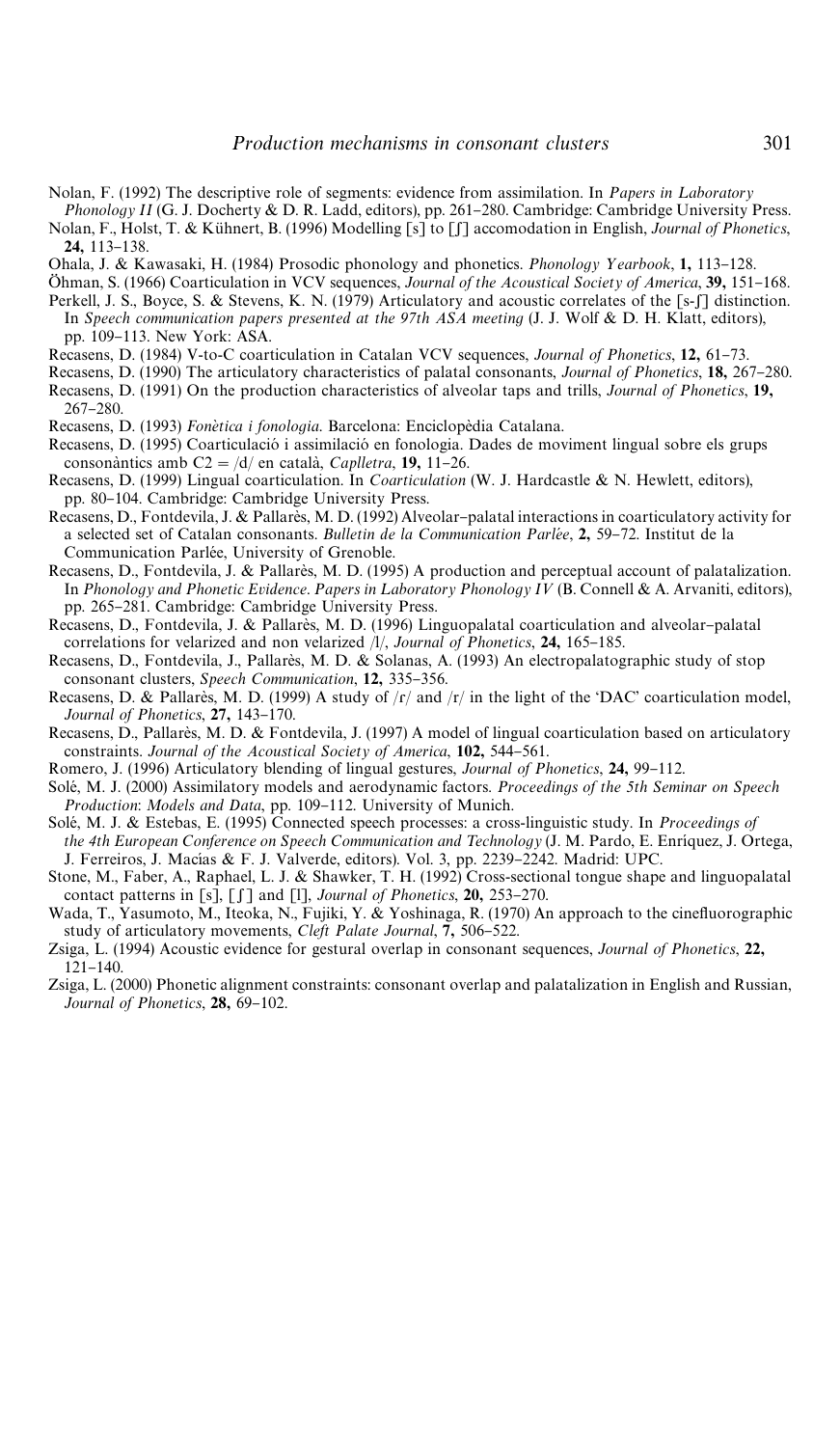Nolan, F. (1992) The descriptive role of segments: evidence from assimilation. In *Papers in Laboratory Phonology II* (G. J. Docherty & D. R. Ladd, editors), pp. 261–280. Cambridge: Cambridge University Press.

Nolan, F., Holst, T. & Kühnert, B. (1996) Modelling [s] to [ʃ] accomodation in English, *Journal of Phonetics*, **24,** 113–138.

Ohala, J. & Kawasaki, H. (1984) Prosodic phonology and phonetics. *Phonology Yearbook*, **1,** 113–128.

Öhman, S. (1966) Coarticulation in VCV sequences, *Journal of the Acoustical Society of America*, **39,** 151–168.

Perkell, J. S., Boyce, S. & Stevens, K. N. (1979) Articulatory and acoustic correlates of the [s-ʃ] distinction. In *Speech communication papers presented at the 97th ASA meeting* (J. J. Wolf & D. H. Klatt, editors), pp. 109–113. New York: ASA.

Recasens, D. (1984) V-to-C coarticulation in Catalan VCV sequences, *Journal of Phonetics*, **12,** 61–73.

Recasens, D. (1990) The articulatory characteristics of palatal consonants, *Journal of Phonetics*, **18,** 267–280.

Recasens, D. (1991) On the production characteristics of alveolar taps and trills, *Journal of Phonetics*, **19,** 267–280.

Recasens, D. (1993) *Fonètica i fonologia*. Barcelona: Enciclopèdia Catalana.

Recasens, D. (1995) Coarticulació i assimilació en fonologia. Dades de moviment lingual sobre els grups consonàntics amb C2 = /d/ en català, *Caplletra*, **19,** 11–26.

Recasens, D. (1999) Lingual coarticulation. In *Coarticulation* (W. J. Hardcastle & N. Hewlett, editors), pp. 80–104. Cambridge: Cambridge University Press.

Recasens, D., Fontdevila, J. & Pallarès, M. D. (1992) Alveolar–palatal interactions in coarticulatory activity for a selected set of Catalan consonants. *Bulletin de la Communication Parlée*, **2,** 59–72. Institut de la Communication Parlée, University of Grenoble.

Recasens, D., Fontdevila, J. & Pallarès, M. D. (1995) A production and perceptual account of palatalization. In *Phonology and Phonetic Evidence. Papers in Laboratory Phonology IV* (B. Connell & A. Arvaniti, editors), pp. 265–281. Cambridge: Cambridge University Press.

Recasens, D., Fontdevila, J. & Pallarès, M. D. (1996) Linguopalatal coarticulation and alveolar–palatal correlations for velarized and non velarized /l/, *Journal of Phonetics*, **24,** 165–185.

Recasens, D., Fontdevila, J., Pallarès, M. D. & Solanas, A. (1993) An electropalatographic study of stop consonant clusters, *Speech Communication*, **12,** 335–356.

Recasens, D. & Pallarès, M. D. (1999) A study of /ɾ/ and /r/ in the light of the 'DAC' coarticulation model, *Journal of Phonetics*, **27,** 143–170.

Recasens, D., Pallarès, M. D. & Fontdevila, J. (1997) A model of lingual coarticulation based on articulatory constraints. *Journal of the Acoustical Society of America*, **102,** 544–561.

Romero, J. (1996) Articulatory blending of lingual gestures, *Journal of Phonetics*, **24,** 99–112.

Solé, M. J. (2000) Assimilatory models and aerodynamic factors. *Proceedings of the 5th Seminar on Speech Production: Models and Data*, pp. 109–112. University of Munich.

Solé, M. J. & Estebas, E. (1995) Connected speech processes: a cross-linguistic study. In *Proceedings of the 4th European Conference on Speech Communication and Technology* (J. M. Pardo, E. Enríquez, J. Ortega, J. Ferreiros, J. Macías & F. J. Valverde, editors). Vol. 3, pp. 2239–2242. Madrid: UPC.

Stone, M., Faber, A., Raphael, L. J. & Shawker, T. H. (1992) Cross-sectional tongue shape and linguopalatal contact patterns in [s], [ʃ] and [l], *Journal of Phonetics*, **20,** 253–270.

Wada, T., Yasumoto, M., Iteoka, N., Fujiki, Y. & Yoshinaga, R. (1970) An approach to the cinefluorographic study of articulatory movements, *Cleft Palate Journal*, **7,** 506–522.

Zsiga, L. (1994) Acoustic evidence for gestural overlap in consonant sequences, *Journal of Phonetics*, **22,** 121–140.

Zsiga, L. (2000) Phonetic alignment constraints: consonant overlap and palatalization in English and Russian, *Journal of Phonetics*, **28,** 69–102.